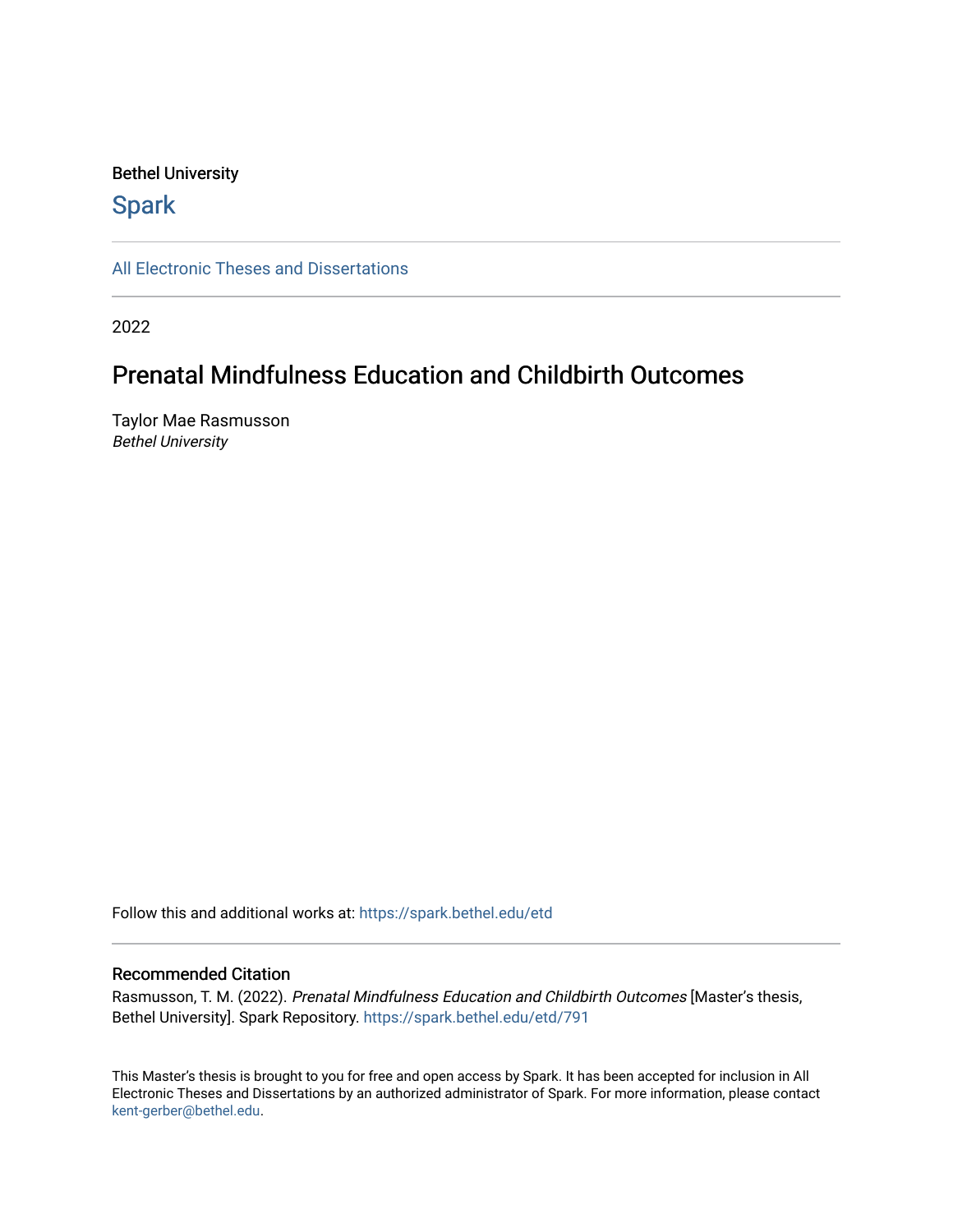Bethel University

# Spark

All Electronic Theses and Dissertations

2022

## Prenatal Mindfulness Education and Childbirth Outcomes

Taylor Mae Rasmusson
*Bethel University*

Follow this and additional works at: https://spark.bethel.edu/etd

### Recommended Citation

Rasmusson, T. M. (2022). *Prenatal Mindfulness Education and Childbirth Outcomes* [Master's thesis, Bethel University]. Spark Repository. https://spark.bethel.edu/etd/791

This Master's thesis is brought to you for free and open access by Spark. It has been accepted for inclusion in All Electronic Theses and Dissertations by an authorized administrator of Spark. For more information, please contact kent-gerber@bethel.edu.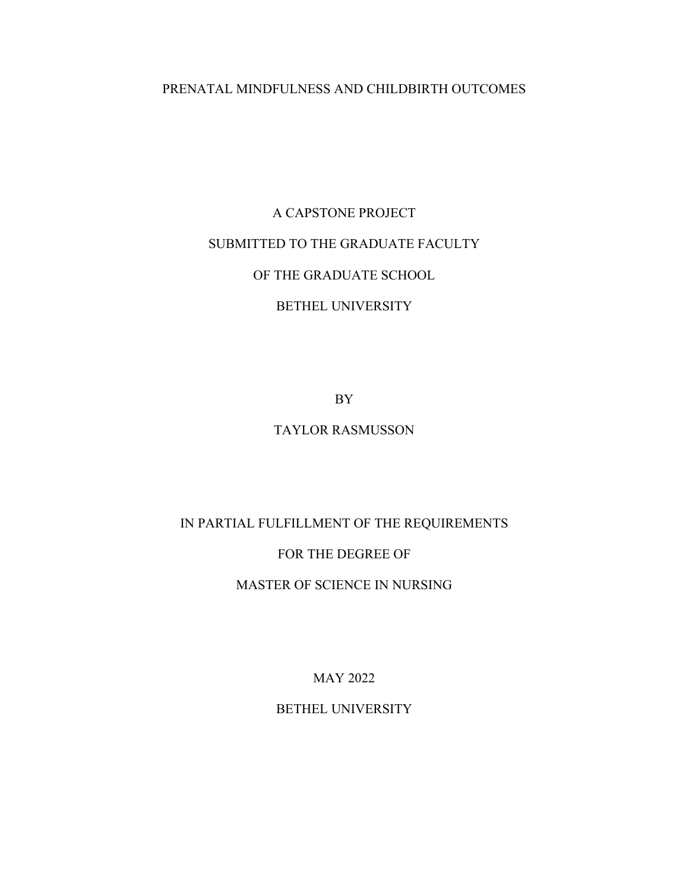PRENATAL MINDFULNESS AND CHILDBIRTH OUTCOMES

A CAPSTONE PROJECT

SUBMITTED TO THE GRADUATE FACULTY

OF THE GRADUATE SCHOOL

BETHEL UNIVERSITY

BY

TAYLOR RASMUSSON

IN PARTIAL FULFILLMENT OF THE REQUIREMENTS

FOR THE DEGREE OF

MASTER OF SCIENCE IN NURSING

MAY 2022

BETHEL UNIVERSITY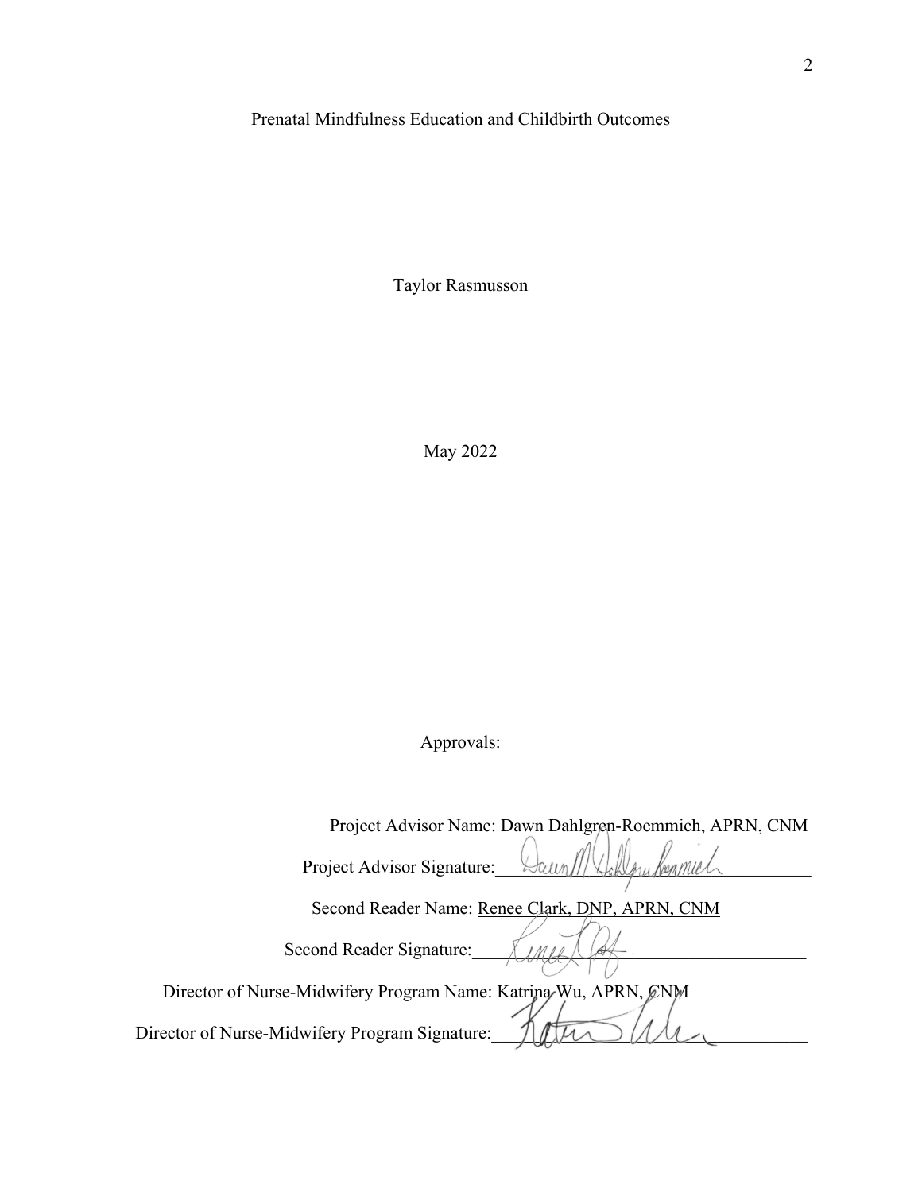Prenatal Mindfulness Education and Childbirth Outcomes

Taylor Rasmusson

May 2022

Approvals:

Project Advisor Name: Dawn Dahlgren-Roemmich, APRN, CNM

Project Advisor Signature: ______________________

Second Reader Name: Renee Clark, DNP, APRN, CNM

Second Reader Signature: ______________________

Director of Nurse-Midwifery Program Name: Katrina Wu, APRN, CNM

Director of Nurse-Midwifery Program Signature: ______________________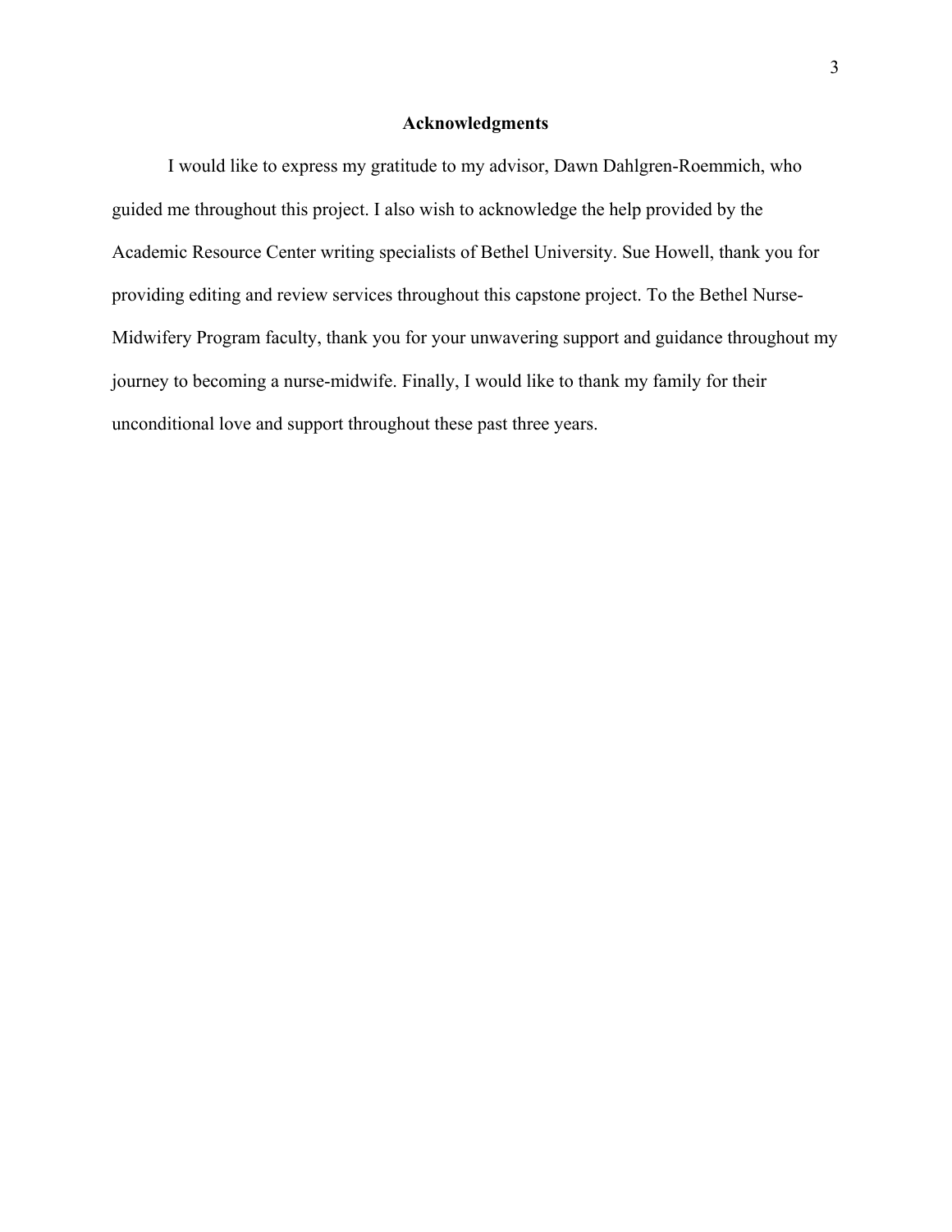# Acknowledgments

I would like to express my gratitude to my advisor, Dawn Dahlgren-Roemmich, who guided me throughout this project. I also wish to acknowledge the help provided by the Academic Resource Center writing specialists of Bethel University. Sue Howell, thank you for providing editing and review services throughout this capstone project. To the Bethel Nurse-Midwifery Program faculty, thank you for your unwavering support and guidance throughout my journey to becoming a nurse-midwife. Finally, I would like to thank my family for their unconditional love and support throughout these past three years.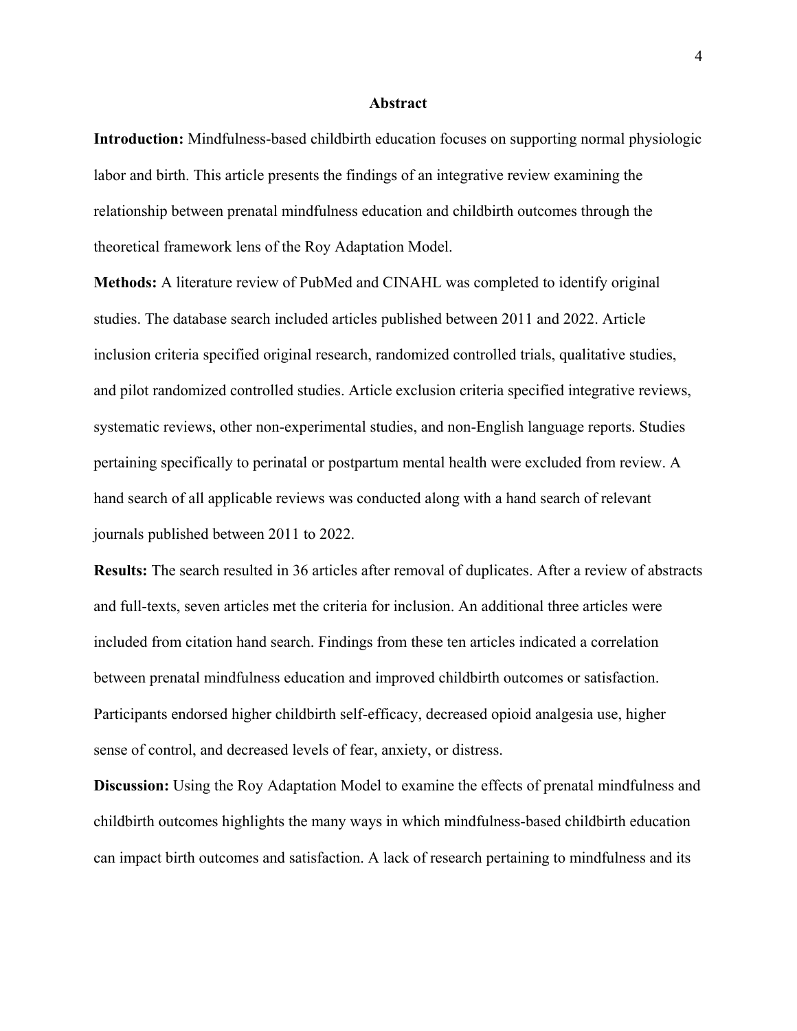## Abstract

**Introduction:** Mindfulness-based childbirth education focuses on supporting normal physiologic labor and birth. This article presents the findings of an integrative review examining the relationship between prenatal mindfulness education and childbirth outcomes through the theoretical framework lens of the Roy Adaptation Model.

**Methods:** A literature review of PubMed and CINAHL was completed to identify original studies. The database search included articles published between 2011 and 2022. Article inclusion criteria specified original research, randomized controlled trials, qualitative studies, and pilot randomized controlled studies. Article exclusion criteria specified integrative reviews, systematic reviews, other non-experimental studies, and non-English language reports. Studies pertaining specifically to perinatal or postpartum mental health were excluded from review. A hand search of all applicable reviews was conducted along with a hand search of relevant journals published between 2011 to 2022.

**Results:** The search resulted in 36 articles after removal of duplicates. After a review of abstracts and full-texts, seven articles met the criteria for inclusion. An additional three articles were included from citation hand search. Findings from these ten articles indicated a correlation between prenatal mindfulness education and improved childbirth outcomes or satisfaction. Participants endorsed higher childbirth self-efficacy, decreased opioid analgesia use, higher sense of control, and decreased levels of fear, anxiety, or distress.

**Discussion:** Using the Roy Adaptation Model to examine the effects of prenatal mindfulness and childbirth outcomes highlights the many ways in which mindfulness-based childbirth education can impact birth outcomes and satisfaction. A lack of research pertaining to mindfulness and its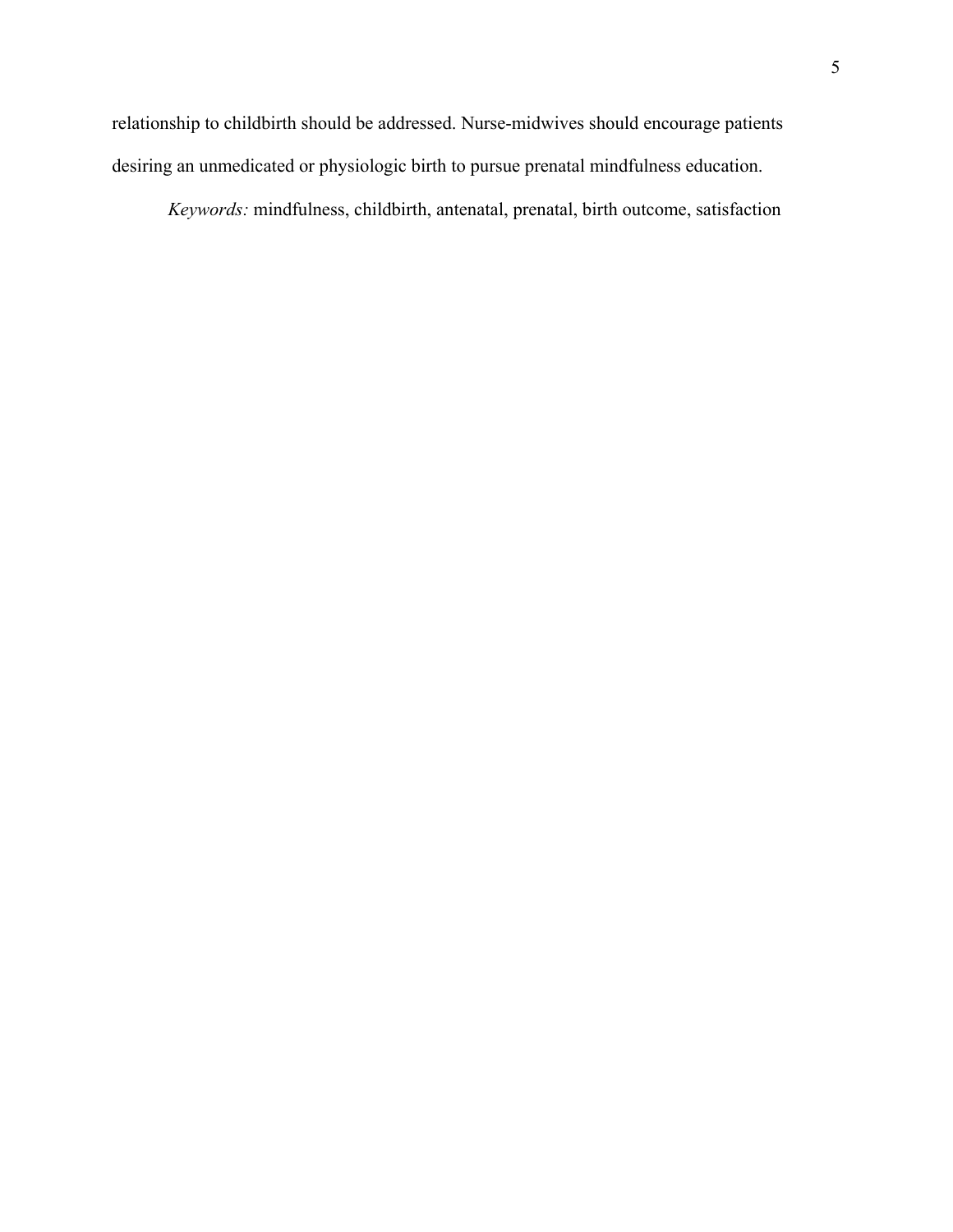relationship to childbirth should be addressed. Nurse-midwives should encourage patients desiring an unmedicated or physiologic birth to pursue prenatal mindfulness education.

*Keywords:* mindfulness, childbirth, antenatal, prenatal, birth outcome, satisfaction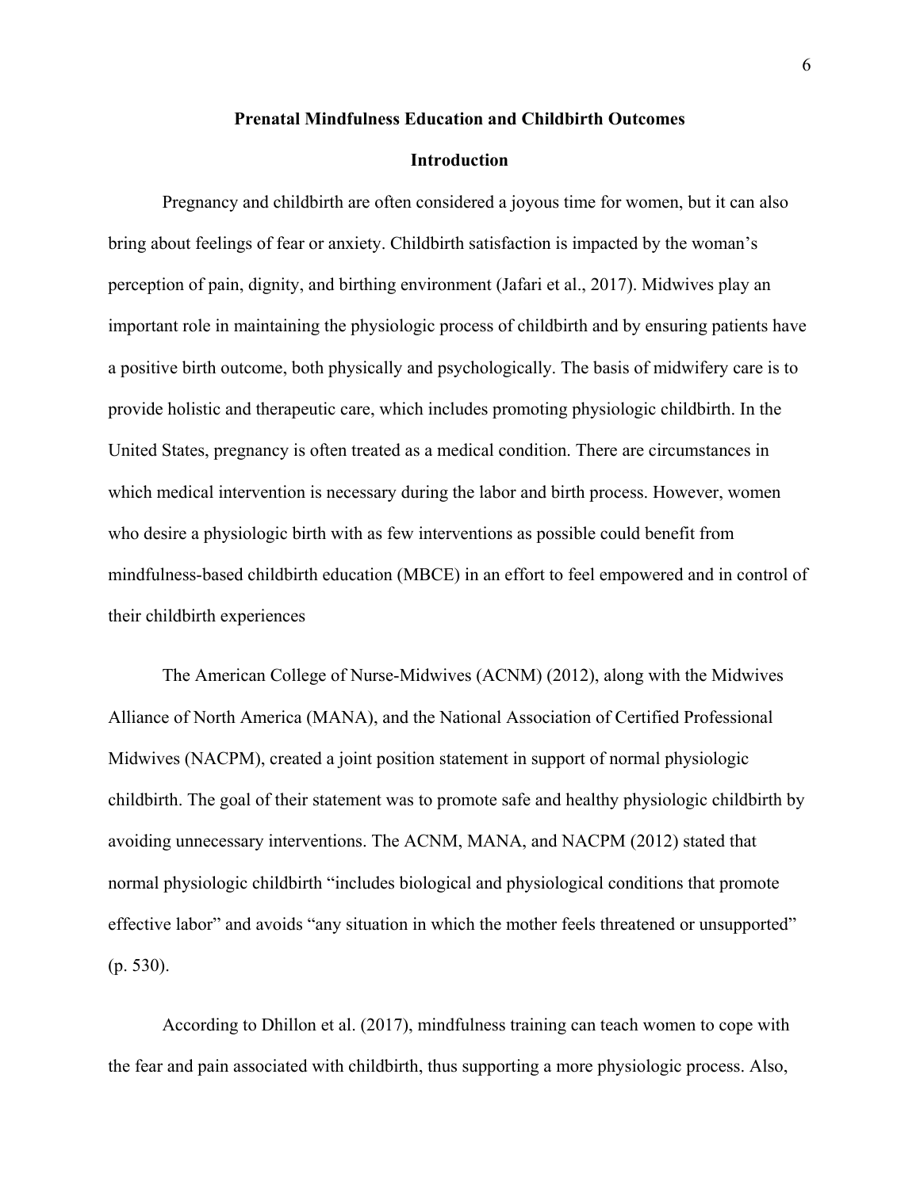# Prenatal Mindfulness Education and Childbirth Outcomes

## Introduction

Pregnancy and childbirth are often considered a joyous time for women, but it can also bring about feelings of fear or anxiety. Childbirth satisfaction is impacted by the woman's perception of pain, dignity, and birthing environment (Jafari et al., 2017). Midwives play an important role in maintaining the physiologic process of childbirth and by ensuring patients have a positive birth outcome, both physically and psychologically. The basis of midwifery care is to provide holistic and therapeutic care, which includes promoting physiologic childbirth. In the United States, pregnancy is often treated as a medical condition. There are circumstances in which medical intervention is necessary during the labor and birth process. However, women who desire a physiologic birth with as few interventions as possible could benefit from mindfulness-based childbirth education (MBCE) in an effort to feel empowered and in control of their childbirth experiences

The American College of Nurse-Midwives (ACNM) (2012), along with the Midwives Alliance of North America (MANA), and the National Association of Certified Professional Midwives (NACPM), created a joint position statement in support of normal physiologic childbirth. The goal of their statement was to promote safe and healthy physiologic childbirth by avoiding unnecessary interventions. The ACNM, MANA, and NACPM (2012) stated that normal physiologic childbirth "includes biological and physiological conditions that promote effective labor" and avoids "any situation in which the mother feels threatened or unsupported" (p. 530).

According to Dhillon et al. (2017), mindfulness training can teach women to cope with the fear and pain associated with childbirth, thus supporting a more physiologic process. Also,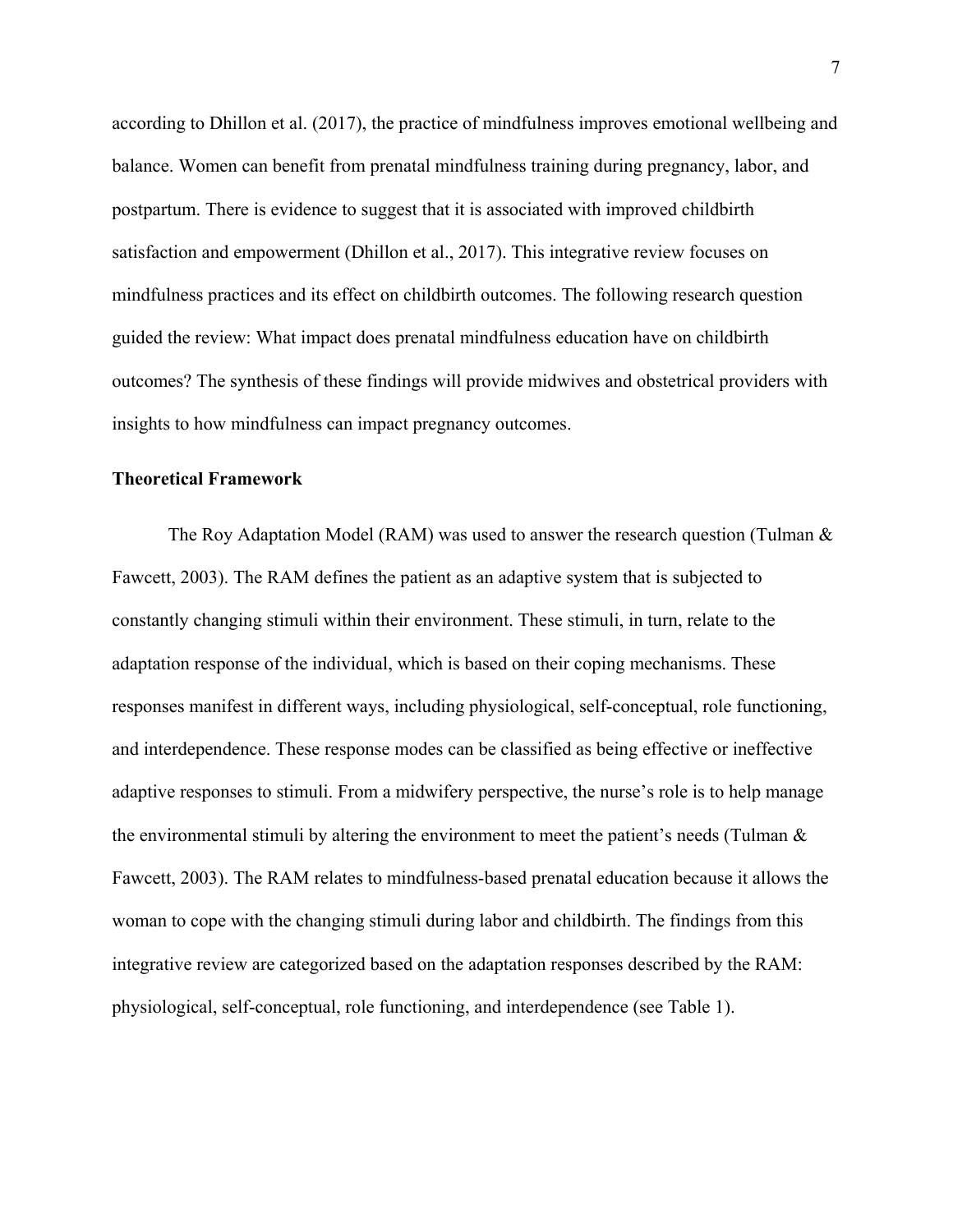according to Dhillon et al. (2017), the practice of mindfulness improves emotional wellbeing and balance. Women can benefit from prenatal mindfulness training during pregnancy, labor, and postpartum. There is evidence to suggest that it is associated with improved childbirth satisfaction and empowerment (Dhillon et al., 2017). This integrative review focuses on mindfulness practices and its effect on childbirth outcomes. The following research question guided the review: What impact does prenatal mindfulness education have on childbirth outcomes? The synthesis of these findings will provide midwives and obstetrical providers with insights to how mindfulness can impact pregnancy outcomes.

**Theoretical Framework**

The Roy Adaptation Model (RAM) was used to answer the research question (Tulman & Fawcett, 2003). The RAM defines the patient as an adaptive system that is subjected to constantly changing stimuli within their environment. These stimuli, in turn, relate to the adaptation response of the individual, which is based on their coping mechanisms. These responses manifest in different ways, including physiological, self-conceptual, role functioning, and interdependence. These response modes can be classified as being effective or ineffective adaptive responses to stimuli. From a midwifery perspective, the nurse's role is to help manage the environmental stimuli by altering the environment to meet the patient's needs (Tulman & Fawcett, 2003). The RAM relates to mindfulness-based prenatal education because it allows the woman to cope with the changing stimuli during labor and childbirth. The findings from this integrative review are categorized based on the adaptation responses described by the RAM: physiological, self-conceptual, role functioning, and interdependence (see Table 1).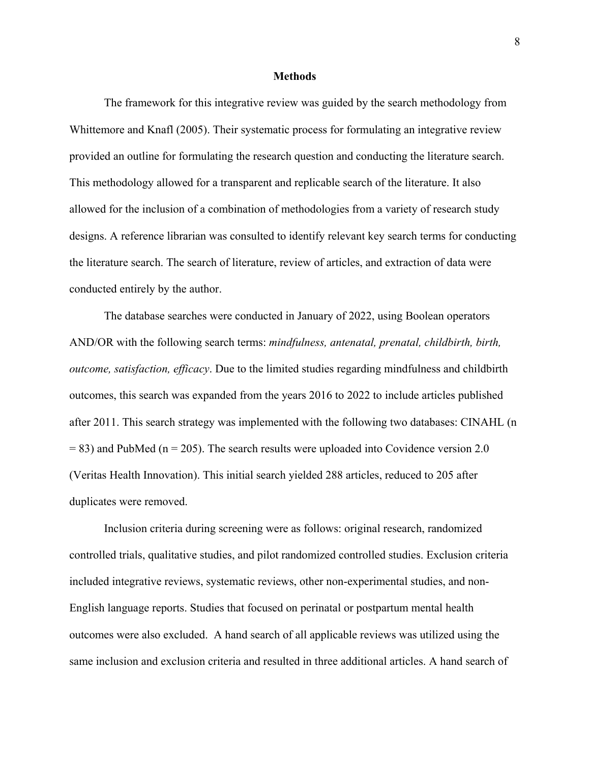## Methods

The framework for this integrative review was guided by the search methodology from Whittemore and Knafl (2005). Their systematic process for formulating an integrative review provided an outline for formulating the research question and conducting the literature search. This methodology allowed for a transparent and replicable search of the literature. It also allowed for the inclusion of a combination of methodologies from a variety of research study designs. A reference librarian was consulted to identify relevant key search terms for conducting the literature search. The search of literature, review of articles, and extraction of data were conducted entirely by the author.

The database searches were conducted in January of 2022, using Boolean operators AND/OR with the following search terms: *mindfulness, antenatal, prenatal, childbirth, birth, outcome, satisfaction, efficacy*. Due to the limited studies regarding mindfulness and childbirth outcomes, this search was expanded from the years 2016 to 2022 to include articles published after 2011. This search strategy was implemented with the following two databases: CINAHL (n = 83) and PubMed (n = 205). The search results were uploaded into Covidence version 2.0 (Veritas Health Innovation). This initial search yielded 288 articles, reduced to 205 after duplicates were removed.

Inclusion criteria during screening were as follows: original research, randomized controlled trials, qualitative studies, and pilot randomized controlled studies. Exclusion criteria included integrative reviews, systematic reviews, other non-experimental studies, and non-English language reports. Studies that focused on perinatal or postpartum mental health outcomes were also excluded. A hand search of all applicable reviews was utilized using the same inclusion and exclusion criteria and resulted in three additional articles. A hand search of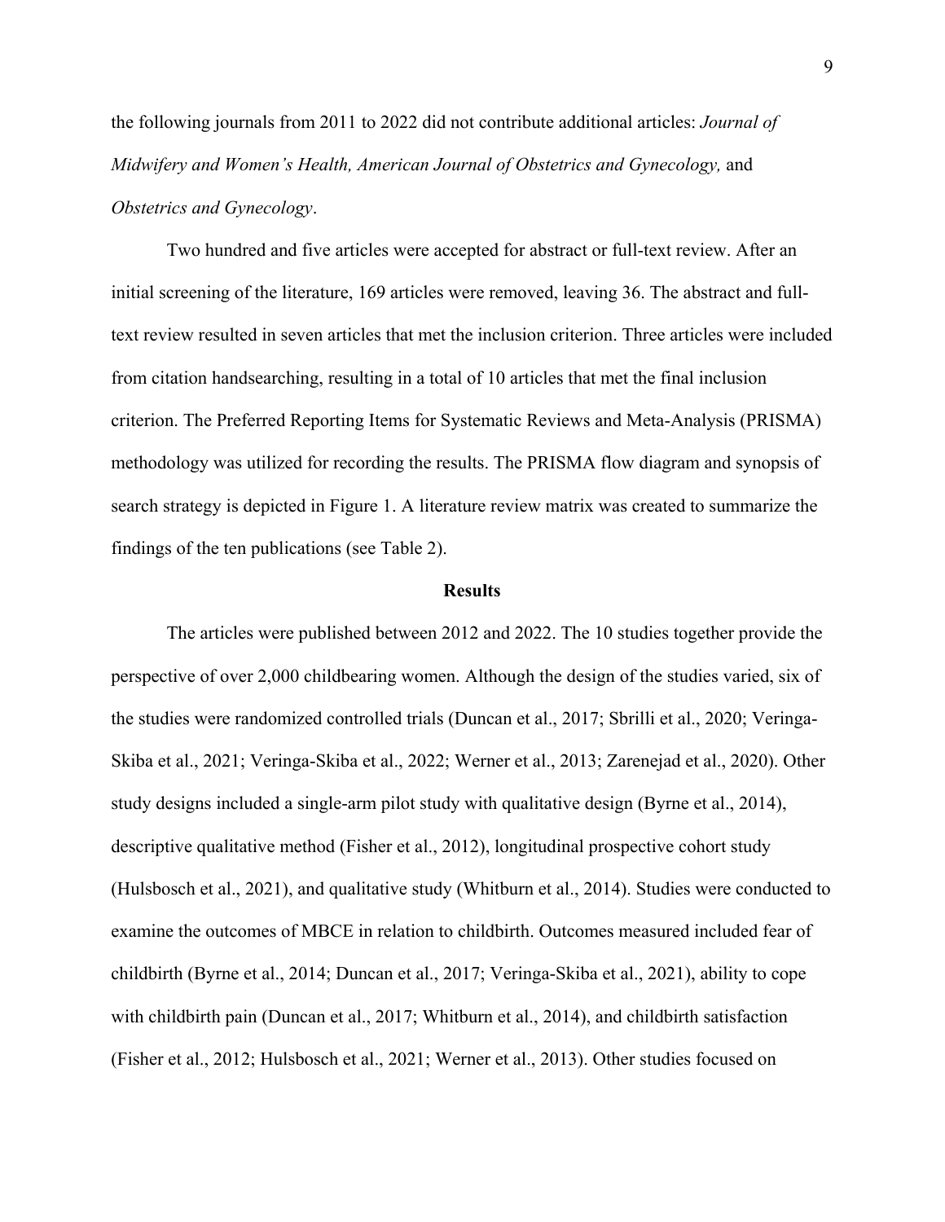the following journals from 2011 to 2022 did not contribute additional articles: *Journal of Midwifery and Women's Health, American Journal of Obstetrics and Gynecology,* and *Obstetrics and Gynecology*.

Two hundred and five articles were accepted for abstract or full-text review. After an initial screening of the literature, 169 articles were removed, leaving 36. The abstract and full-text review resulted in seven articles that met the inclusion criterion. Three articles were included from citation handsearching, resulting in a total of 10 articles that met the final inclusion criterion. The Preferred Reporting Items for Systematic Reviews and Meta-Analysis (PRISMA) methodology was utilized for recording the results. The PRISMA flow diagram and synopsis of search strategy is depicted in Figure 1. A literature review matrix was created to summarize the findings of the ten publications (see Table 2).

## Results

The articles were published between 2012 and 2022. The 10 studies together provide the perspective of over 2,000 childbearing women. Although the design of the studies varied, six of the studies were randomized controlled trials (Duncan et al., 2017; Sbrilli et al., 2020; Veringa-Skiba et al., 2021; Veringa-Skiba et al., 2022; Werner et al., 2013; Zarenejad et al., 2020). Other study designs included a single-arm pilot study with qualitative design (Byrne et al., 2014), descriptive qualitative method (Fisher et al., 2012), longitudinal prospective cohort study (Hulsbosch et al., 2021), and qualitative study (Whitburn et al., 2014). Studies were conducted to examine the outcomes of MBCE in relation to childbirth. Outcomes measured included fear of childbirth (Byrne et al., 2014; Duncan et al., 2017; Veringa-Skiba et al., 2021), ability to cope with childbirth pain (Duncan et al., 2017; Whitburn et al., 2014), and childbirth satisfaction (Fisher et al., 2012; Hulsbosch et al., 2021; Werner et al., 2013). Other studies focused on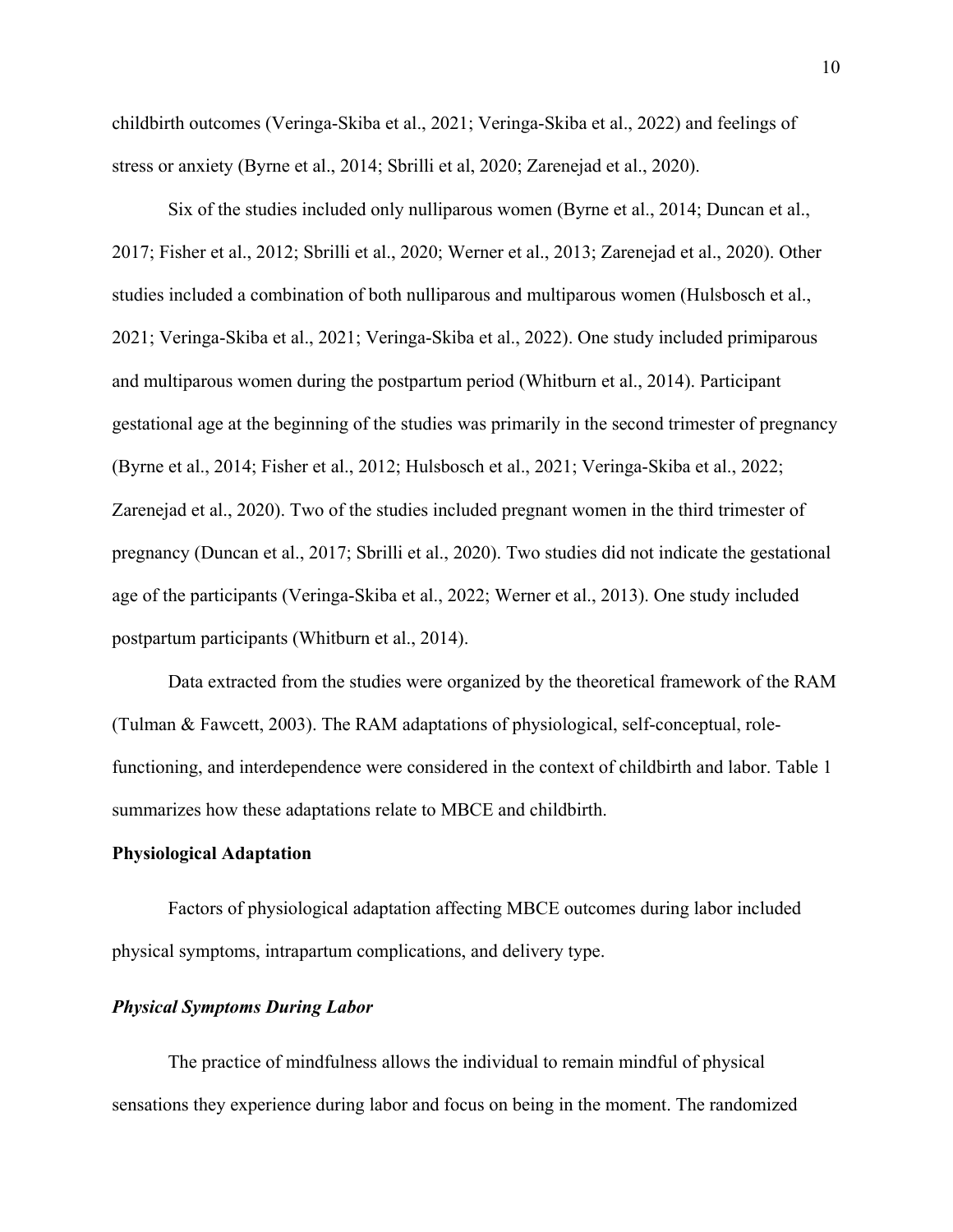childbirth outcomes (Veringa-Skiba et al., 2021; Veringa-Skiba et al., 2022) and feelings of stress or anxiety (Byrne et al., 2014; Sbrilli et al, 2020; Zarenejad et al., 2020).

Six of the studies included only nulliparous women (Byrne et al., 2014; Duncan et al., 2017; Fisher et al., 2012; Sbrilli et al., 2020; Werner et al., 2013; Zarenejad et al., 2020). Other studies included a combination of both nulliparous and multiparous women (Hulsbosch et al., 2021; Veringa-Skiba et al., 2021; Veringa-Skiba et al., 2022). One study included primiparous and multiparous women during the postpartum period (Whitburn et al., 2014). Participant gestational age at the beginning of the studies was primarily in the second trimester of pregnancy (Byrne et al., 2014; Fisher et al., 2012; Hulsbosch et al., 2021; Veringa-Skiba et al., 2022; Zarenejad et al., 2020). Two of the studies included pregnant women in the third trimester of pregnancy (Duncan et al., 2017; Sbrilli et al., 2020). Two studies did not indicate the gestational age of the participants (Veringa-Skiba et al., 2022; Werner et al., 2013). One study included postpartum participants (Whitburn et al., 2014).

Data extracted from the studies were organized by the theoretical framework of the RAM (Tulman & Fawcett, 2003). The RAM adaptations of physiological, self-conceptual, role-functioning, and interdependence were considered in the context of childbirth and labor. Table 1 summarizes how these adaptations relate to MBCE and childbirth.

## Physiological Adaptation

Factors of physiological adaptation affecting MBCE outcomes during labor included physical symptoms, intrapartum complications, and delivery type.

### *Physical Symptoms During Labor*

The practice of mindfulness allows the individual to remain mindful of physical sensations they experience during labor and focus on being in the moment. The randomized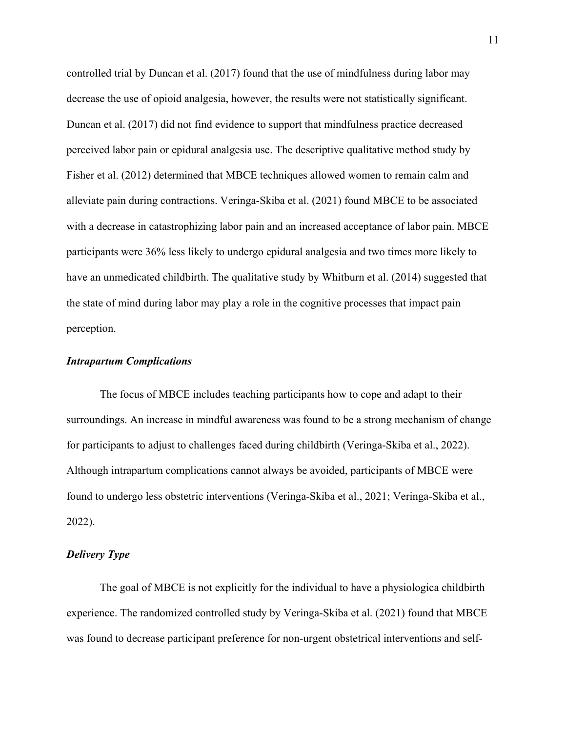controlled trial by Duncan et al. (2017) found that the use of mindfulness during labor may decrease the use of opioid analgesia, however, the results were not statistically significant. Duncan et al. (2017) did not find evidence to support that mindfulness practice decreased perceived labor pain or epidural analgesia use. The descriptive qualitative method study by Fisher et al. (2012) determined that MBCE techniques allowed women to remain calm and alleviate pain during contractions. Veringa-Skiba et al. (2021) found MBCE to be associated with a decrease in catastrophizing labor pain and an increased acceptance of labor pain. MBCE participants were 36% less likely to undergo epidural analgesia and two times more likely to have an unmedicated childbirth. The qualitative study by Whitburn et al. (2014) suggested that the state of mind during labor may play a role in the cognitive processes that impact pain perception.

### *Intrapartum Complications*

The focus of MBCE includes teaching participants how to cope and adapt to their surroundings. An increase in mindful awareness was found to be a strong mechanism of change for participants to adjust to challenges faced during childbirth (Veringa-Skiba et al., 2022). Although intrapartum complications cannot always be avoided, participants of MBCE were found to undergo less obstetric interventions (Veringa-Skiba et al., 2021; Veringa-Skiba et al., 2022).

### *Delivery Type*

The goal of MBCE is not explicitly for the individual to have a physiologica childbirth experience. The randomized controlled study by Veringa-Skiba et al. (2021) found that MBCE was found to decrease participant preference for non-urgent obstetrical interventions and self-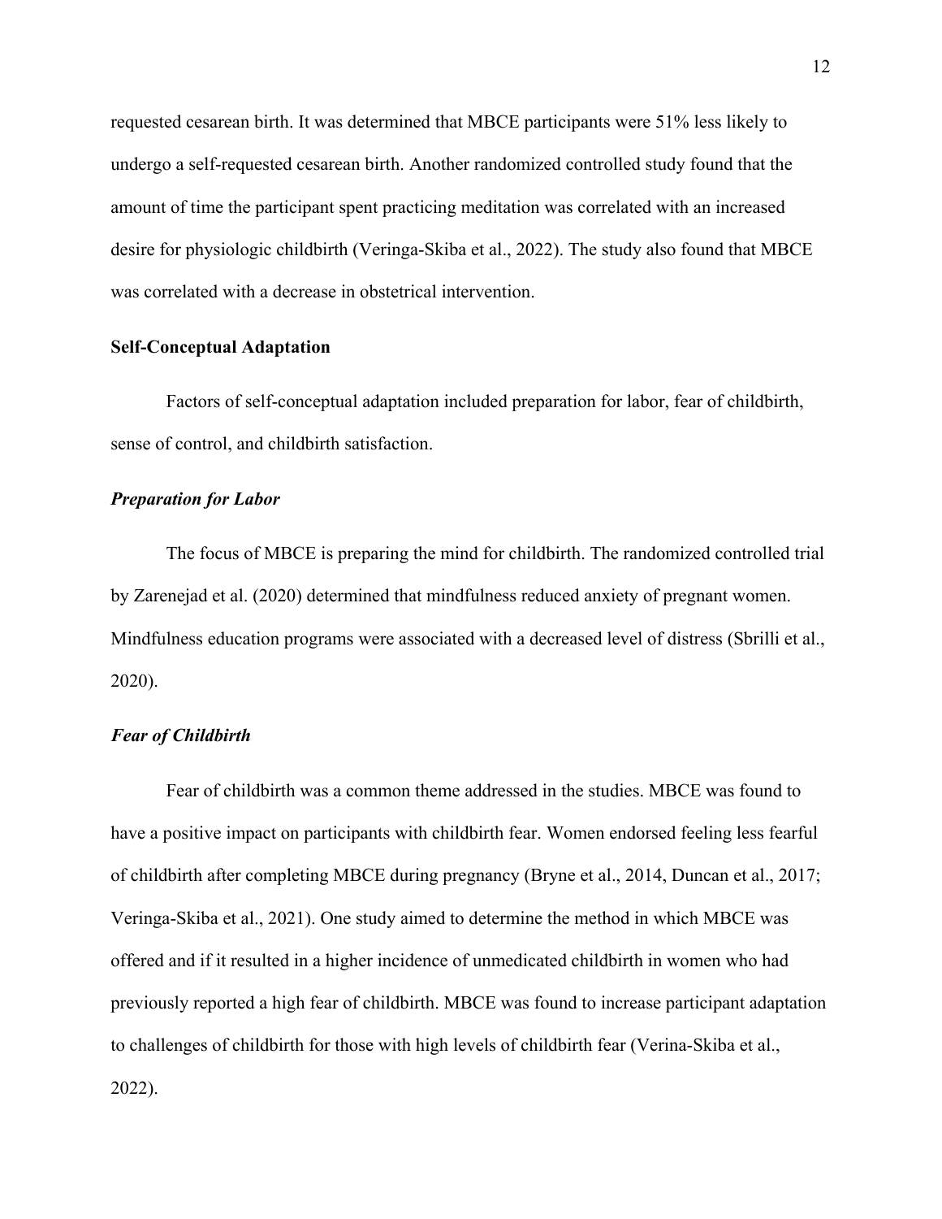requested cesarean birth. It was determined that MBCE participants were 51% less likely to undergo a self-requested cesarean birth. Another randomized controlled study found that the amount of time the participant spent practicing meditation was correlated with an increased desire for physiologic childbirth (Veringa-Skiba et al., 2022). The study also found that MBCE was correlated with a decrease in obstetrical intervention.

## Self-Conceptual Adaptation

Factors of self-conceptual adaptation included preparation for labor, fear of childbirth, sense of control, and childbirth satisfaction.

### *Preparation for Labor*

The focus of MBCE is preparing the mind for childbirth. The randomized controlled trial by Zarenejad et al. (2020) determined that mindfulness reduced anxiety of pregnant women. Mindfulness education programs were associated with a decreased level of distress (Sbrilli et al., 2020).

### *Fear of Childbirth*

Fear of childbirth was a common theme addressed in the studies. MBCE was found to have a positive impact on participants with childbirth fear. Women endorsed feeling less fearful of childbirth after completing MBCE during pregnancy (Bryne et al., 2014, Duncan et al., 2017; Veringa-Skiba et al., 2021). One study aimed to determine the method in which MBCE was offered and if it resulted in a higher incidence of unmedicated childbirth in women who had previously reported a high fear of childbirth. MBCE was found to increase participant adaptation to challenges of childbirth for those with high levels of childbirth fear (Verina-Skiba et al., 2022).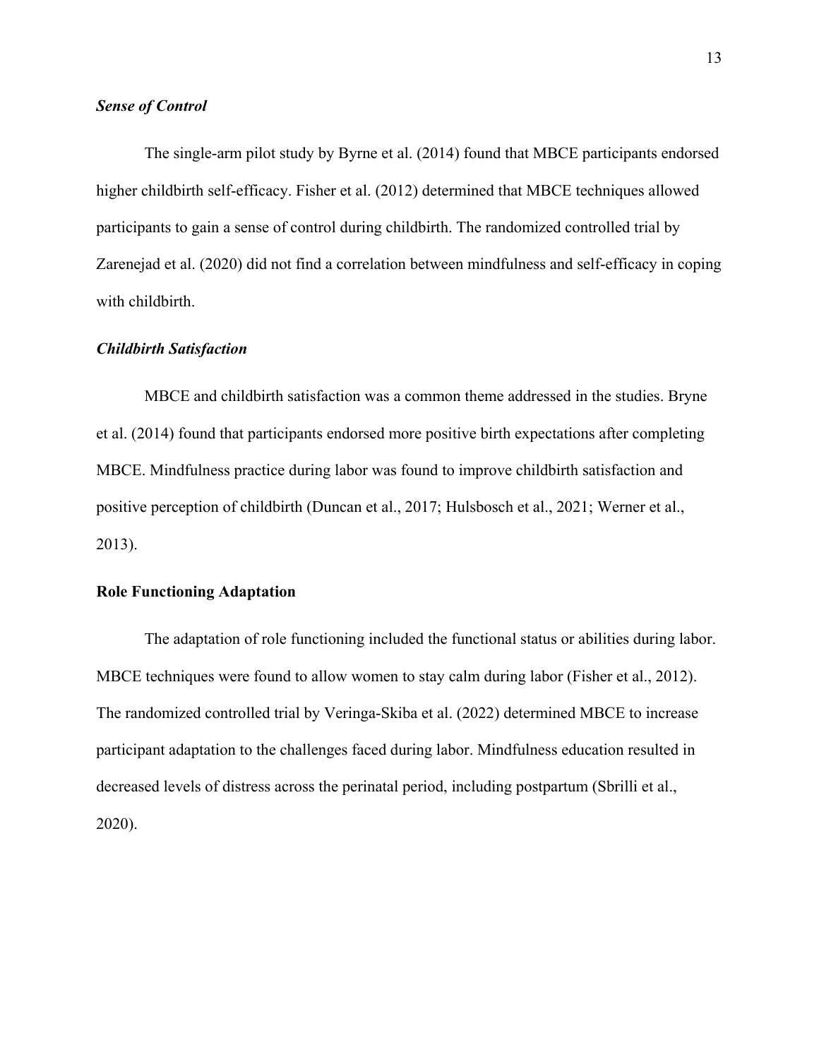### *Sense of Control*

The single-arm pilot study by Byrne et al. (2014) found that MBCE participants endorsed higher childbirth self-efficacy. Fisher et al. (2012) determined that MBCE techniques allowed participants to gain a sense of control during childbirth. The randomized controlled trial by Zarenejad et al. (2020) did not find a correlation between mindfulness and self-efficacy in coping with childbirth.

### *Childbirth Satisfaction*

MBCE and childbirth satisfaction was a common theme addressed in the studies. Bryne et al. (2014) found that participants endorsed more positive birth expectations after completing MBCE. Mindfulness practice during labor was found to improve childbirth satisfaction and positive perception of childbirth (Duncan et al., 2017; Hulsbosch et al., 2021; Werner et al., 2013).

## Role Functioning Adaptation

The adaptation of role functioning included the functional status or abilities during labor. MBCE techniques were found to allow women to stay calm during labor (Fisher et al., 2012). The randomized controlled trial by Veringa-Skiba et al. (2022) determined MBCE to increase participant adaptation to the challenges faced during labor. Mindfulness education resulted in decreased levels of distress across the perinatal period, including postpartum (Sbrilli et al., 2020).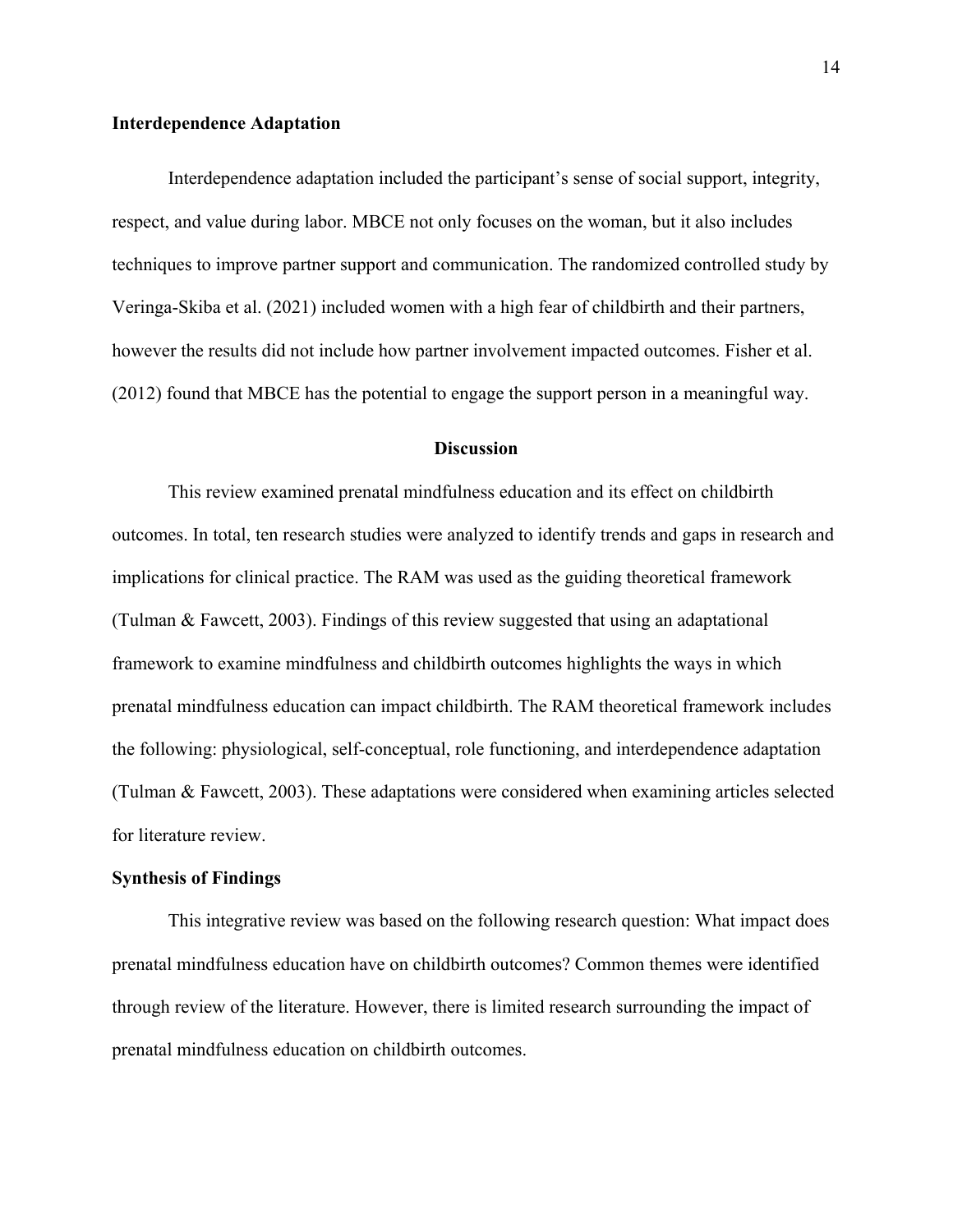### Interdependence Adaptation

Interdependence adaptation included the participant's sense of social support, integrity, respect, and value during labor. MBCE not only focuses on the woman, but it also includes techniques to improve partner support and communication. The randomized controlled study by Veringa-Skiba et al. (2021) included women with a high fear of childbirth and their partners, however the results did not include how partner involvement impacted outcomes. Fisher et al. (2012) found that MBCE has the potential to engage the support person in a meaningful way.

## Discussion

This review examined prenatal mindfulness education and its effect on childbirth outcomes. In total, ten research studies were analyzed to identify trends and gaps in research and implications for clinical practice. The RAM was used as the guiding theoretical framework (Tulman & Fawcett, 2003). Findings of this review suggested that using an adaptational framework to examine mindfulness and childbirth outcomes highlights the ways in which prenatal mindfulness education can impact childbirth. The RAM theoretical framework includes the following: physiological, self-conceptual, role functioning, and interdependence adaptation (Tulman & Fawcett, 2003). These adaptations were considered when examining articles selected for literature review.

### Synthesis of Findings

This integrative review was based on the following research question: What impact does prenatal mindfulness education have on childbirth outcomes? Common themes were identified through review of the literature. However, there is limited research surrounding the impact of prenatal mindfulness education on childbirth outcomes.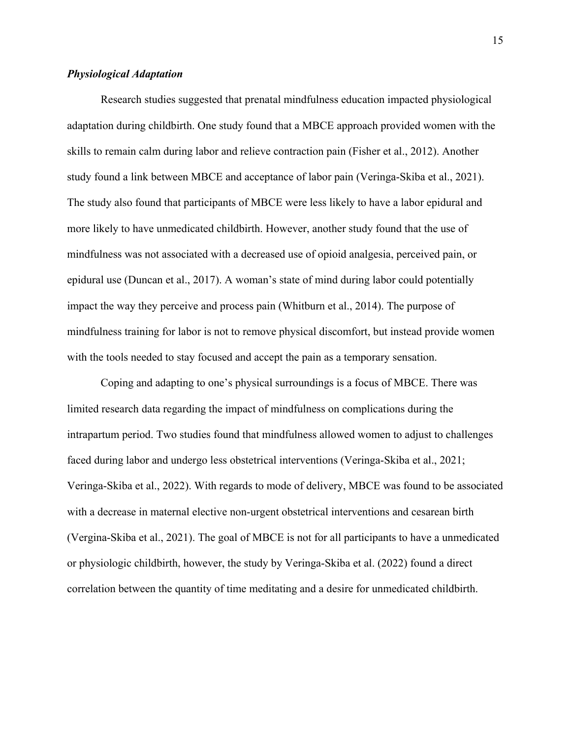***Physiological Adaptation***

Research studies suggested that prenatal mindfulness education impacted physiological adaptation during childbirth. One study found that a MBCE approach provided women with the skills to remain calm during labor and relieve contraction pain (Fisher et al., 2012). Another study found a link between MBCE and acceptance of labor pain (Veringa-Skiba et al., 2021). The study also found that participants of MBCE were less likely to have a labor epidural and more likely to have unmedicated childbirth. However, another study found that the use of mindfulness was not associated with a decreased use of opioid analgesia, perceived pain, or epidural use (Duncan et al., 2017). A woman's state of mind during labor could potentially impact the way they perceive and process pain (Whitburn et al., 2014). The purpose of mindfulness training for labor is not to remove physical discomfort, but instead provide women with the tools needed to stay focused and accept the pain as a temporary sensation.

Coping and adapting to one's physical surroundings is a focus of MBCE. There was limited research data regarding the impact of mindfulness on complications during the intrapartum period. Two studies found that mindfulness allowed women to adjust to challenges faced during labor and undergo less obstetrical interventions (Veringa-Skiba et al., 2021; Veringa-Skiba et al., 2022). With regards to mode of delivery, MBCE was found to be associated with a decrease in maternal elective non-urgent obstetrical interventions and cesarean birth (Vergina-Skiba et al., 2021). The goal of MBCE is not for all participants to have a unmedicated or physiologic childbirth, however, the study by Veringa-Skiba et al. (2022) found a direct correlation between the quantity of time meditating and a desire for unmedicated childbirth.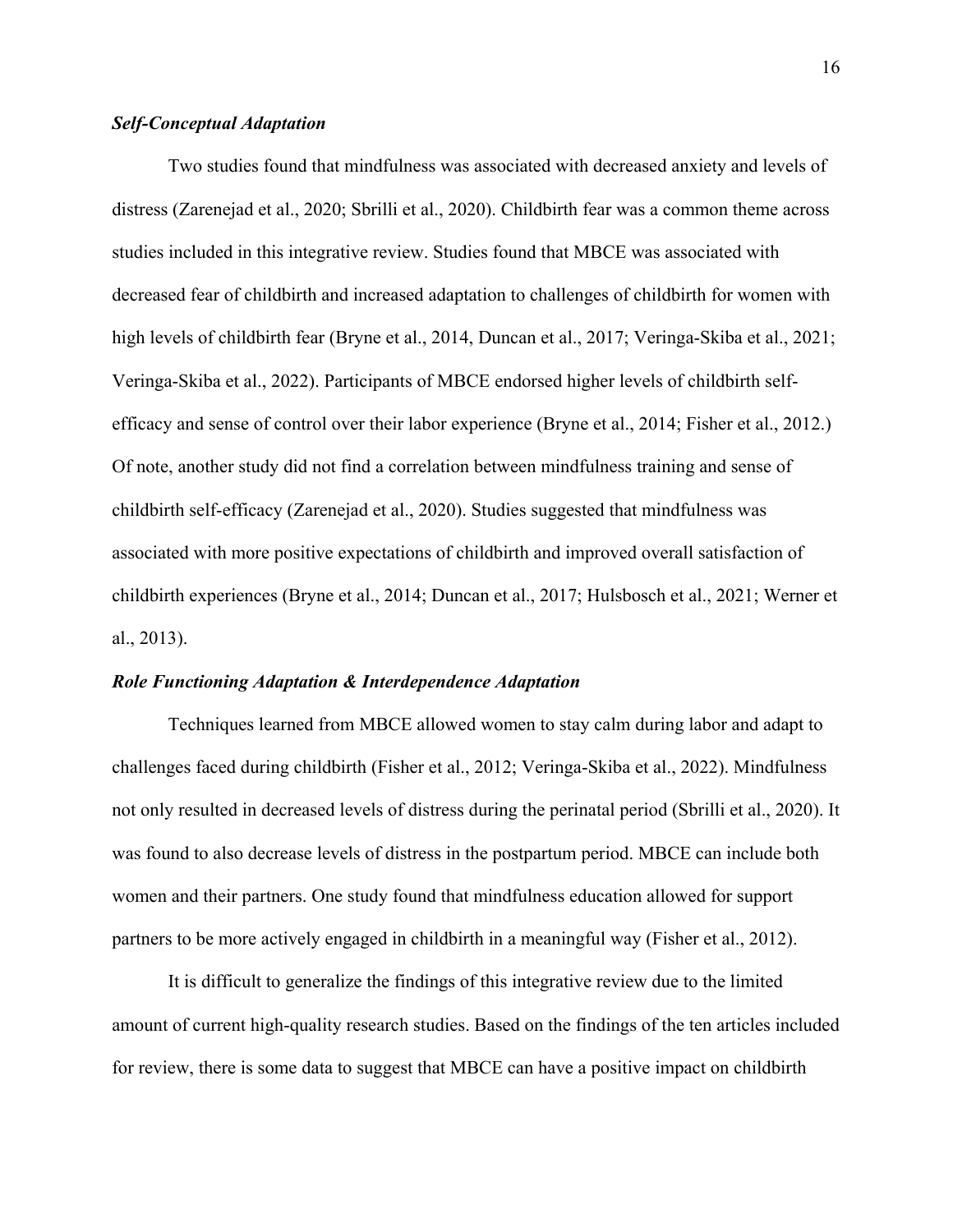### ***Self-Conceptual Adaptation***

Two studies found that mindfulness was associated with decreased anxiety and levels of distress (Zarenejad et al., 2020; Sbrilli et al., 2020). Childbirth fear was a common theme across studies included in this integrative review. Studies found that MBCE was associated with decreased fear of childbirth and increased adaptation to challenges of childbirth for women with high levels of childbirth fear (Bryne et al., 2014, Duncan et al., 2017; Veringa-Skiba et al., 2021; Veringa-Skiba et al., 2022). Participants of MBCE endorsed higher levels of childbirth self-efficacy and sense of control over their labor experience (Bryne et al., 2014; Fisher et al., 2012.) Of note, another study did not find a correlation between mindfulness training and sense of childbirth self-efficacy (Zarenejad et al., 2020). Studies suggested that mindfulness was associated with more positive expectations of childbirth and improved overall satisfaction of childbirth experiences (Bryne et al., 2014; Duncan et al., 2017; Hulsbosch et al., 2021; Werner et al., 2013).

### ***Role Functioning Adaptation & Interdependence Adaptation***

Techniques learned from MBCE allowed women to stay calm during labor and adapt to challenges faced during childbirth (Fisher et al., 2012; Veringa-Skiba et al., 2022). Mindfulness not only resulted in decreased levels of distress during the perinatal period (Sbrilli et al., 2020). It was found to also decrease levels of distress in the postpartum period. MBCE can include both women and their partners. One study found that mindfulness education allowed for support partners to be more actively engaged in childbirth in a meaningful way (Fisher et al., 2012).

It is difficult to generalize the findings of this integrative review due to the limited amount of current high-quality research studies. Based on the findings of the ten articles included for review, there is some data to suggest that MBCE can have a positive impact on childbirth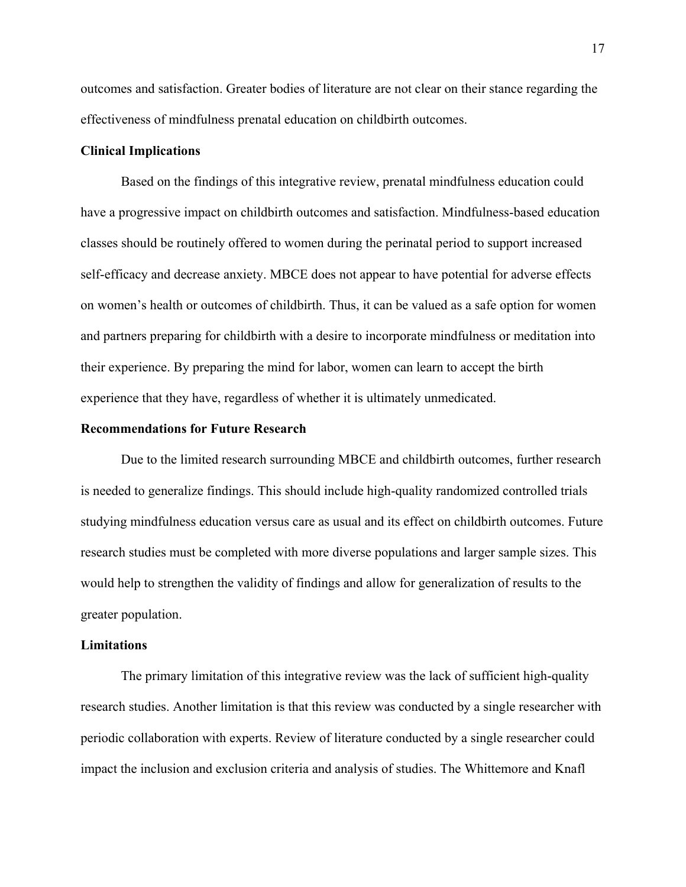outcomes and satisfaction. Greater bodies of literature are not clear on their stance regarding the effectiveness of mindfulness prenatal education on childbirth outcomes.

## Clinical Implications

Based on the findings of this integrative review, prenatal mindfulness education could have a progressive impact on childbirth outcomes and satisfaction. Mindfulness-based education classes should be routinely offered to women during the perinatal period to support increased self-efficacy and decrease anxiety. MBCE does not appear to have potential for adverse effects on women's health or outcomes of childbirth. Thus, it can be valued as a safe option for women and partners preparing for childbirth with a desire to incorporate mindfulness or meditation into their experience. By preparing the mind for labor, women can learn to accept the birth experience that they have, regardless of whether it is ultimately unmedicated.

## Recommendations for Future Research

Due to the limited research surrounding MBCE and childbirth outcomes, further research is needed to generalize findings. This should include high-quality randomized controlled trials studying mindfulness education versus care as usual and its effect on childbirth outcomes. Future research studies must be completed with more diverse populations and larger sample sizes. This would help to strengthen the validity of findings and allow for generalization of results to the greater population.

## Limitations

The primary limitation of this integrative review was the lack of sufficient high-quality research studies. Another limitation is that this review was conducted by a single researcher with periodic collaboration with experts. Review of literature conducted by a single researcher could impact the inclusion and exclusion criteria and analysis of studies. The Whittemore and Knafl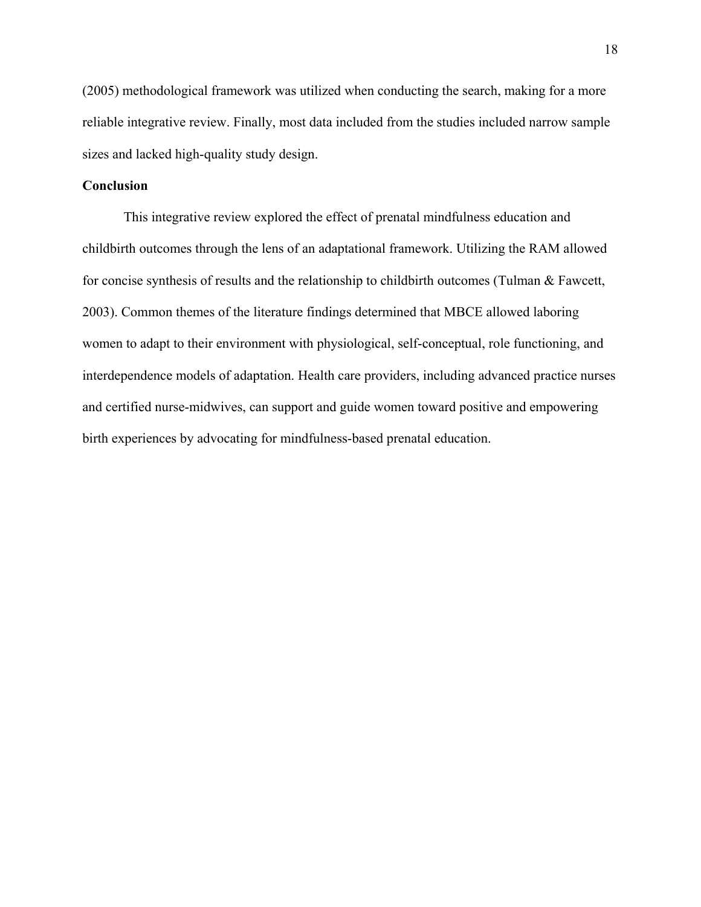(2005) methodological framework was utilized when conducting the search, making for a more reliable integrative review. Finally, most data included from the studies included narrow sample sizes and lacked high-quality study design.

## Conclusion

This integrative review explored the effect of prenatal mindfulness education and childbirth outcomes through the lens of an adaptational framework. Utilizing the RAM allowed for concise synthesis of results and the relationship to childbirth outcomes (Tulman & Fawcett, 2003). Common themes of the literature findings determined that MBCE allowed laboring women to adapt to their environment with physiological, self-conceptual, role functioning, and interdependence models of adaptation. Health care providers, including advanced practice nurses and certified nurse-midwives, can support and guide women toward positive and empowering birth experiences by advocating for mindfulness-based prenatal education.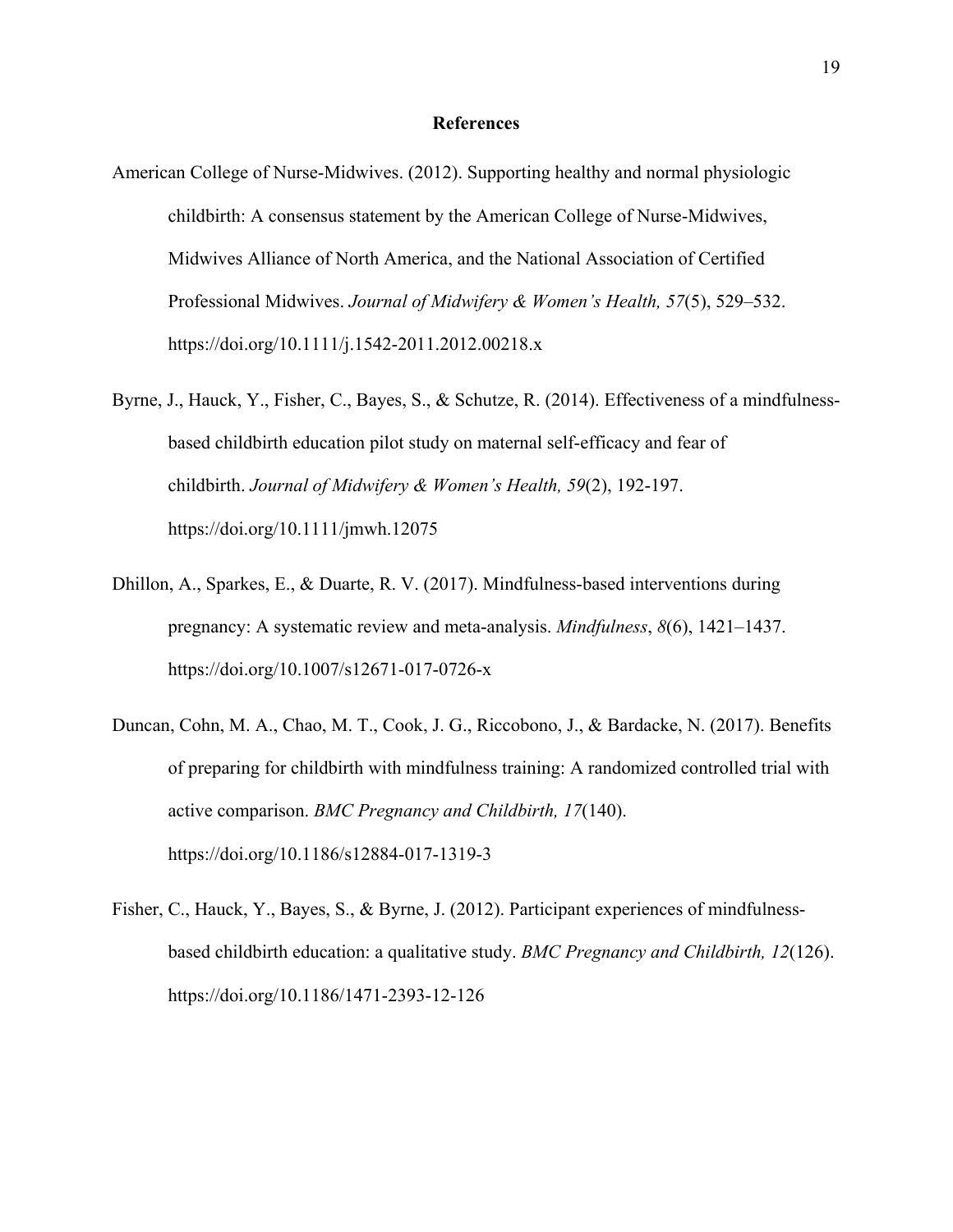## References

American College of Nurse-Midwives. (2012). Supporting healthy and normal physiologic childbirth: A consensus statement by the American College of Nurse-Midwives, Midwives Alliance of North America, and the National Association of Certified Professional Midwives. *Journal of Midwifery & Women's Health, 57*(5), 529–532. https://doi.org/10.1111/j.1542-2011.2012.00218.x

Byrne, J., Hauck, Y., Fisher, C., Bayes, S., & Schutze, R. (2014). Effectiveness of a mindfulness-based childbirth education pilot study on maternal self-efficacy and fear of childbirth. *Journal of Midwifery & Women's Health, 59*(2), 192-197. https://doi.org/10.1111/jmwh.12075

Dhillon, A., Sparkes, E., & Duarte, R. V. (2017). Mindfulness-based interventions during pregnancy: A systematic review and meta-analysis. *Mindfulness*, *8*(6), 1421–1437. https://doi.org/10.1007/s12671-017-0726-x

Duncan, Cohn, M. A., Chao, M. T., Cook, J. G., Riccobono, J., & Bardacke, N. (2017). Benefits of preparing for childbirth with mindfulness training: A randomized controlled trial with active comparison. *BMC Pregnancy and Childbirth, 17*(140). https://doi.org/10.1186/s12884-017-1319-3

Fisher, C., Hauck, Y., Bayes, S., & Byrne, J. (2012). Participant experiences of mindfulness-based childbirth education: a qualitative study. *BMC Pregnancy and Childbirth, 12*(126). https://doi.org/10.1186/1471-2393-12-126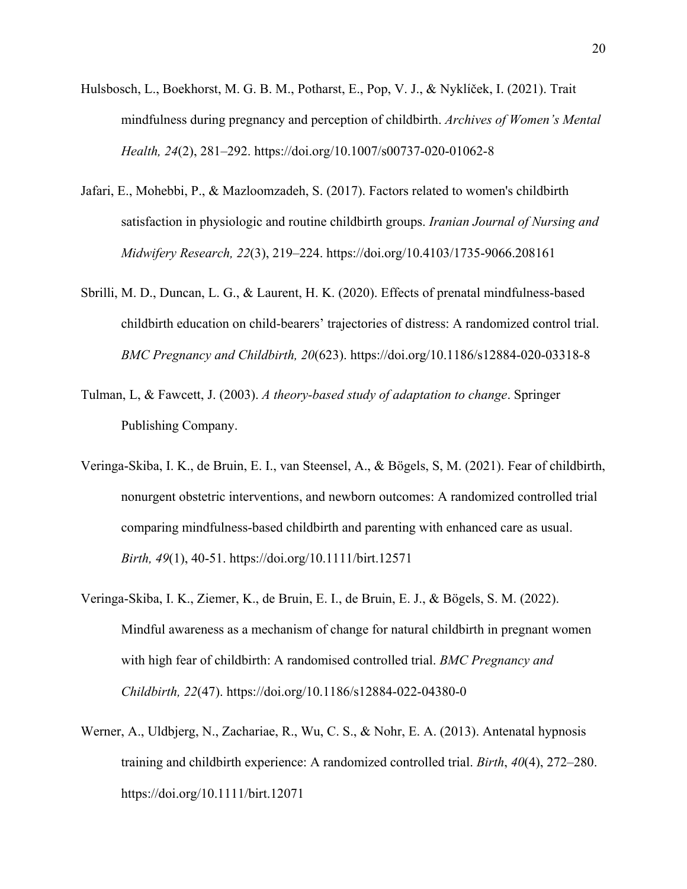Hulsbosch, L., Boekhorst, M. G. B. M., Potharst, E., Pop, V. J., & Nyklíček, I. (2021). Trait mindfulness during pregnancy and perception of childbirth. *Archives of Women's Mental Health, 24*(2), 281–292. https://doi.org/10.1007/s00737-020-01062-8

Jafari, E., Mohebbi, P., & Mazloomzadeh, S. (2017). Factors related to women's childbirth satisfaction in physiologic and routine childbirth groups. *Iranian Journal of Nursing and Midwifery Research, 22*(3), 219–224. https://doi.org/10.4103/1735-9066.208161

Sbrilli, M. D., Duncan, L. G., & Laurent, H. K. (2020). Effects of prenatal mindfulness-based childbirth education on child-bearers' trajectories of distress: A randomized control trial. *BMC Pregnancy and Childbirth, 20*(623). https://doi.org/10.1186/s12884-020-03318-8

Tulman, L, & Fawcett, J. (2003). *A theory-based study of adaptation to change*. Springer Publishing Company.

Veringa-Skiba, I. K., de Bruin, E. I., van Steensel, A., & Bögels, S, M. (2021). Fear of childbirth, nonurgent obstetric interventions, and newborn outcomes: A randomized controlled trial comparing mindfulness-based childbirth and parenting with enhanced care as usual. *Birth, 49*(1), 40-51. https://doi.org/10.1111/birt.12571

Veringa-Skiba, I. K., Ziemer, K., de Bruin, E. I., de Bruin, E. J., & Bögels, S. M. (2022). Mindful awareness as a mechanism of change for natural childbirth in pregnant women with high fear of childbirth: A randomised controlled trial. *BMC Pregnancy and Childbirth, 22*(47). https://doi.org/10.1186/s12884-022-04380-0

Werner, A., Uldbjerg, N., Zachariae, R., Wu, C. S., & Nohr, E. A. (2013). Antenatal hypnosis training and childbirth experience: A randomized controlled trial. *Birth*, *40*(4), 272–280. https://doi.org/10.1111/birt.12071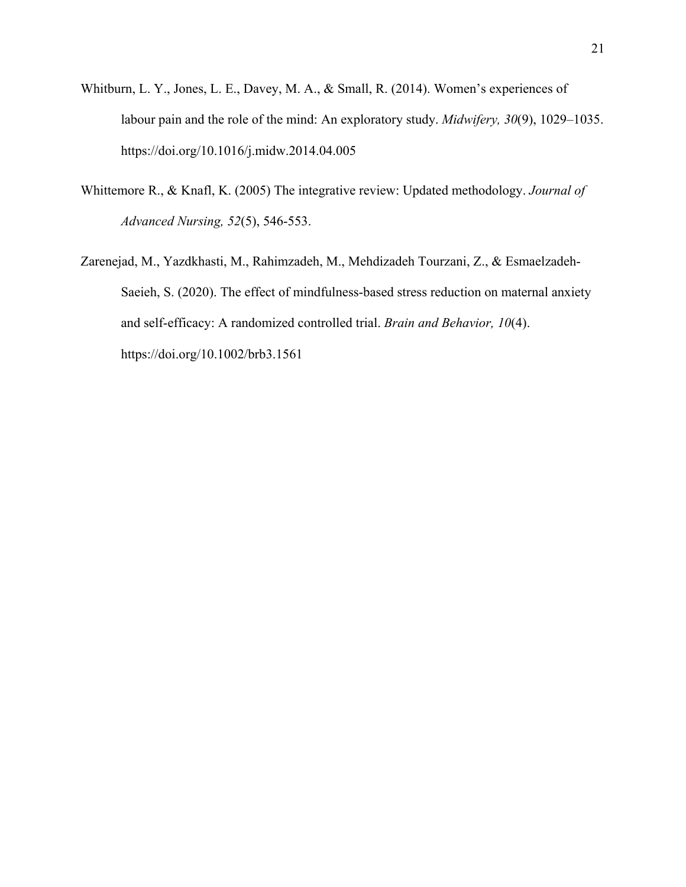Whitburn, L. Y., Jones, L. E., Davey, M. A., & Small, R. (2014). Women's experiences of labour pain and the role of the mind: An exploratory study. *Midwifery, 30*(9), 1029–1035. https://doi.org/10.1016/j.midw.2014.04.005

Whittemore R., & Knafl, K. (2005) The integrative review: Updated methodology. *Journal of Advanced Nursing, 52*(5), 546-553.

Zarenejad, M., Yazdkhasti, M., Rahimzadeh, M., Mehdizadeh Tourzani, Z., & Esmaelzadeh-Saeieh, S. (2020). The effect of mindfulness-based stress reduction on maternal anxiety and self-efficacy: A randomized controlled trial. *Brain and Behavior, 10*(4). https://doi.org/10.1002/brb3.1561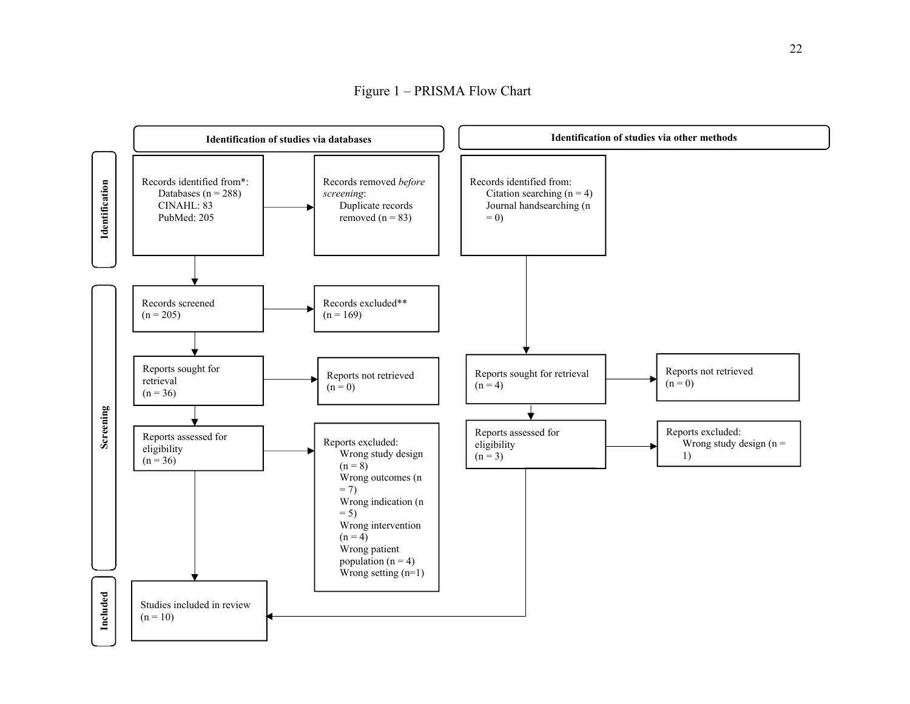Figure 1 – PRISMA Flow Chart

**Identification of studies via databases**

**Identification**

Records identified from*:
- Databases (n = 288)
- CINAHL: 83
- PubMed: 205

Records removed *before screening*:
- Duplicate records removed (n = 83)

**Screening**

Records screened (n = 205)

Records excluded** (n = 169)

Reports sought for retrieval (n = 36)

Reports not retrieved (n = 0)

Reports assessed for eligibility (n = 36)

Reports excluded:
- Wrong study design (n = 8)
- Wrong outcomes (n = 7)
- Wrong indication (n = 5)
- Wrong intervention (n = 4)
- Wrong patient population (n = 4)
- Wrong setting (n=1)

**Included**

Studies included in review (n = 10)

**Identification of studies via other methods**

Records identified from:
- Citation searching (n = 4)
- Journal handsearching (n = 0)

Reports sought for retrieval (n = 4)

Reports not retrieved (n = 0)

Reports assessed for eligibility (n = 3)

Reports excluded:
- Wrong study design (n = 1)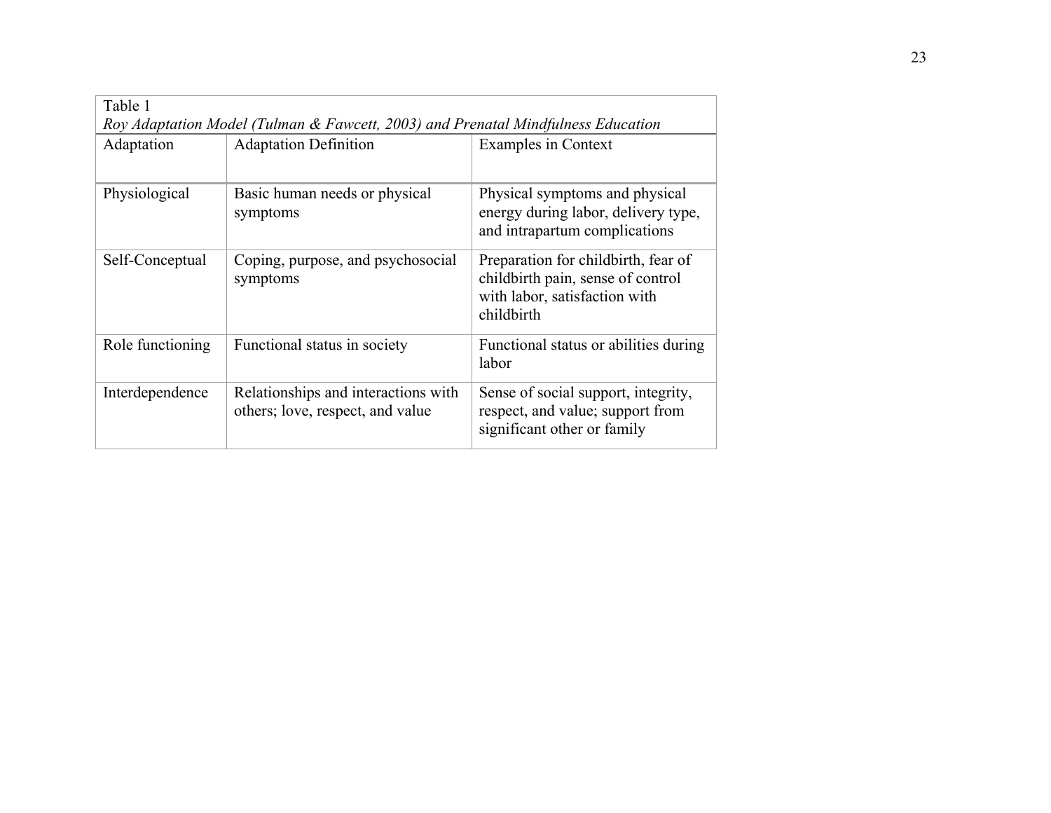Table 1

*Roy Adaptation Model (Tulman & Fawcett, 2003) and Prenatal Mindfulness Education*

| Adaptation | Adaptation Definition | Examples in Context |
|---|---|---|
| Physiological | Basic human needs or physical symptoms | Physical symptoms and physical energy during labor, delivery type, and intrapartum complications |
| Self-Conceptual | Coping, purpose, and psychosocial symptoms | Preparation for childbirth, fear of childbirth pain, sense of control with labor, satisfaction with childbirth |
| Role functioning | Functional status in society | Functional status or abilities during labor |
| Interdependence | Relationships and interactions with others; love, respect, and value | Sense of social support, integrity, respect, and value; support from significant other or family |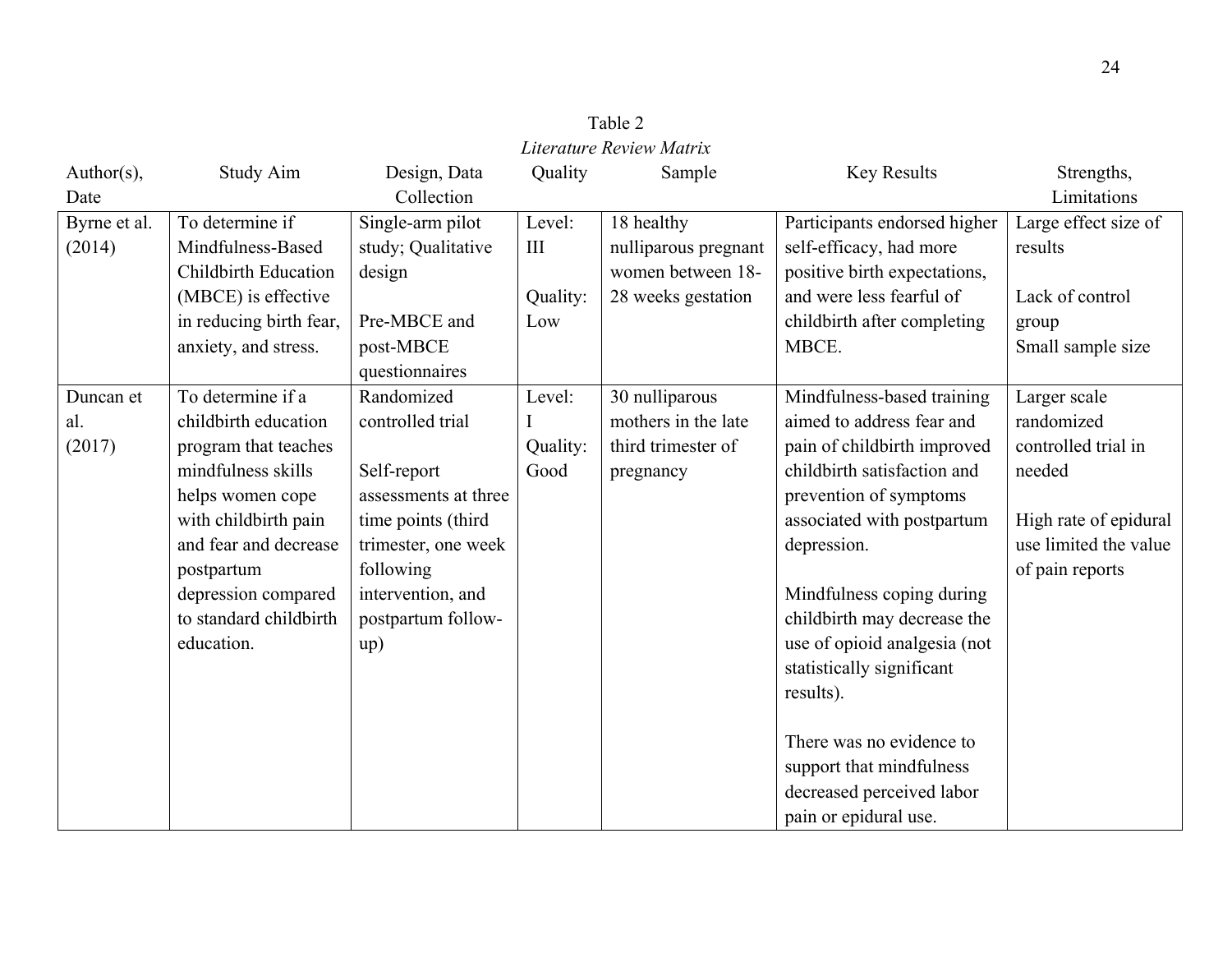Table 2

*Literature Review Matrix*

| Author(s), Date | Study Aim | Design, Data Collection | Quality | Sample | Key Results | Strengths, Limitations |
|---|---|---|---|---|---|---|
| Byrne et al. (2014) | To determine if Mindfulness-Based Childbirth Education (MBCE) is effective in reducing birth fear, anxiety, and stress. | Single-arm pilot study; Qualitative design<br><br>Pre-MBCE and post-MBCE questionnaires | Level: III<br><br>Quality: Low | 18 healthy nulliparous pregnant women between 18-28 weeks gestation | Participants endorsed higher self-efficacy, had more positive birth expectations, and were less fearful of childbirth after completing MBCE. | Large effect size of results<br><br>Lack of control group<br>Small sample size |
| Duncan et al. (2017) | To determine if a childbirth education program that teaches mindfulness skills helps women cope with childbirth pain and fear and decrease postpartum depression compared to standard childbirth education. | Randomized controlled trial<br><br>Self-report assessments at three time points (third trimester, one week following intervention, and postpartum follow-up) | Level: I<br>Quality: Good | 30 nulliparous mothers in the late third trimester of pregnancy | Mindfulness-based training aimed to address fear and pain of childbirth improved childbirth satisfaction and prevention of symptoms associated with postpartum depression.<br><br>Mindfulness coping during childbirth may decrease the use of opioid analgesia (not statistically significant results).<br><br>There was no evidence to support that mindfulness decreased perceived labor pain or epidural use. | Larger scale randomized controlled trial in needed<br><br>High rate of epidural use limited the value of pain reports |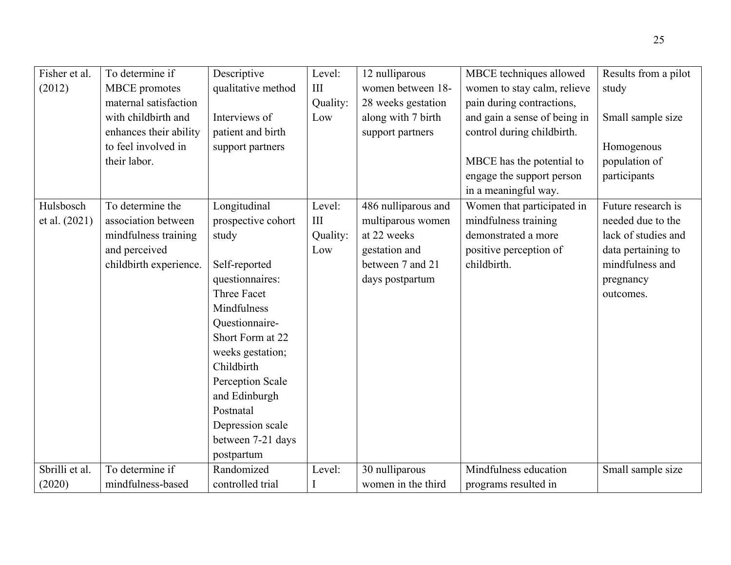| Fisher et al. (2012) | To determine if MBCE promotes maternal satisfaction with childbirth and enhances their ability to feel involved in their labor. | Descriptive qualitative method<br><br>Interviews of patient and birth support partners | Level: III<br>Quality: Low | 12 nulliparous women between 18-28 weeks gestation along with 7 birth support partners | MBCE techniques allowed women to stay calm, relieve pain during contractions, and gain a sense of being in control during childbirth.<br><br>MBCE has the potential to engage the support person in a meaningful way. | Results from a pilot study<br><br>Small sample size<br><br>Homogenous population of participants |
|---|---|---|---|---|---|---|
| Hulsbosch et al. (2021) | To determine the association between mindfulness training and perceived childbirth experience. | Longitudinal prospective cohort study<br><br>Self-reported questionnaires: Three Facet Mindfulness Questionnaire-Short Form at 22 weeks gestation; Childbirth Perception Scale and Edinburgh Postnatal Depression scale between 7-21 days postpartum | Level: III<br>Quality: Low | 486 nulliparous and multiparous women at 22 weeks gestation and between 7 and 21 days postpartum | Women that participated in mindfulness training demonstrated a more positive perception of childbirth. | Future research is needed due to the lack of studies and data pertaining to mindfulness and pregnancy outcomes. |
| Sbrilli et al. (2020) | To determine if mindfulness-based | Randomized controlled trial | Level: I | 30 nulliparous women in the third | Mindfulness education programs resulted in | Small sample size |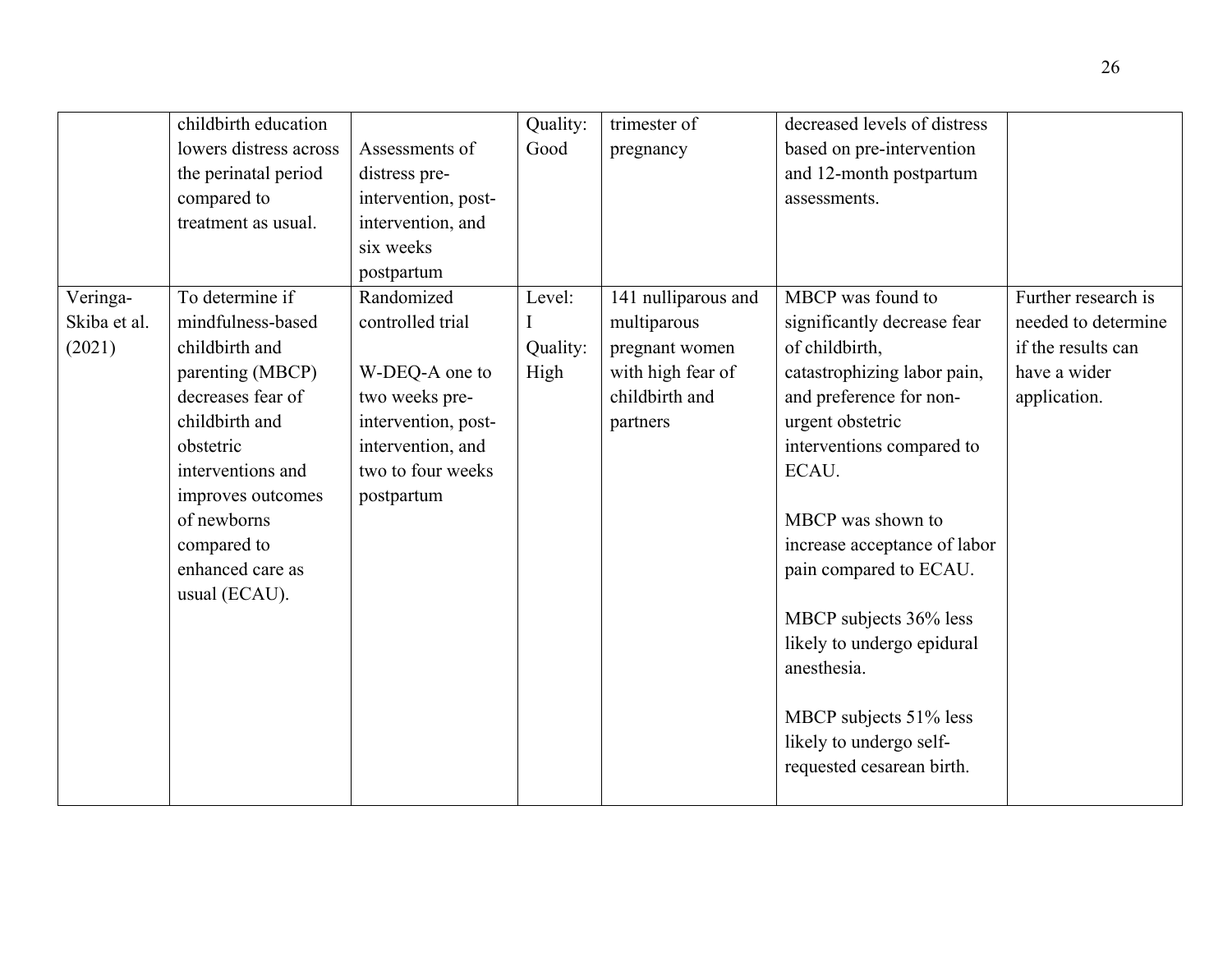| | | | | | | |
|---|---|---|---|---|---|---|
| | childbirth education lowers distress across the perinatal period compared to treatment as usual. | Assessments of distress pre-intervention, post-intervention, and six weeks postpartum | Quality: Good | trimester of pregnancy | decreased levels of distress based on pre-intervention and 12-month postpartum assessments. | |
| Veringa-Skiba et al. (2021) | To determine if mindfulness-based childbirth and parenting (MBCP) decreases fear of childbirth and obstetric interventions and improves outcomes of newborns compared to enhanced care as usual (ECAU). | Randomized controlled trial<br><br>W-DEQ-A one to two weeks pre-intervention, post-intervention, and two to four weeks postpartum | Level: I<br>Quality: High | 141 nulliparous and multiparous pregnant women with high fear of childbirth and partners | MBCP was found to significantly decrease fear of childbirth, catastrophizing labor pain, and preference for non-urgent obstetric interventions compared to ECAU.<br><br>MBCP was shown to increase acceptance of labor pain compared to ECAU.<br><br>MBCP subjects 36% less likely to undergo epidural anesthesia.<br><br>MBCP subjects 51% less likely to undergo self-requested cesarean birth. | Further research is needed to determine if the results can have a wider application. |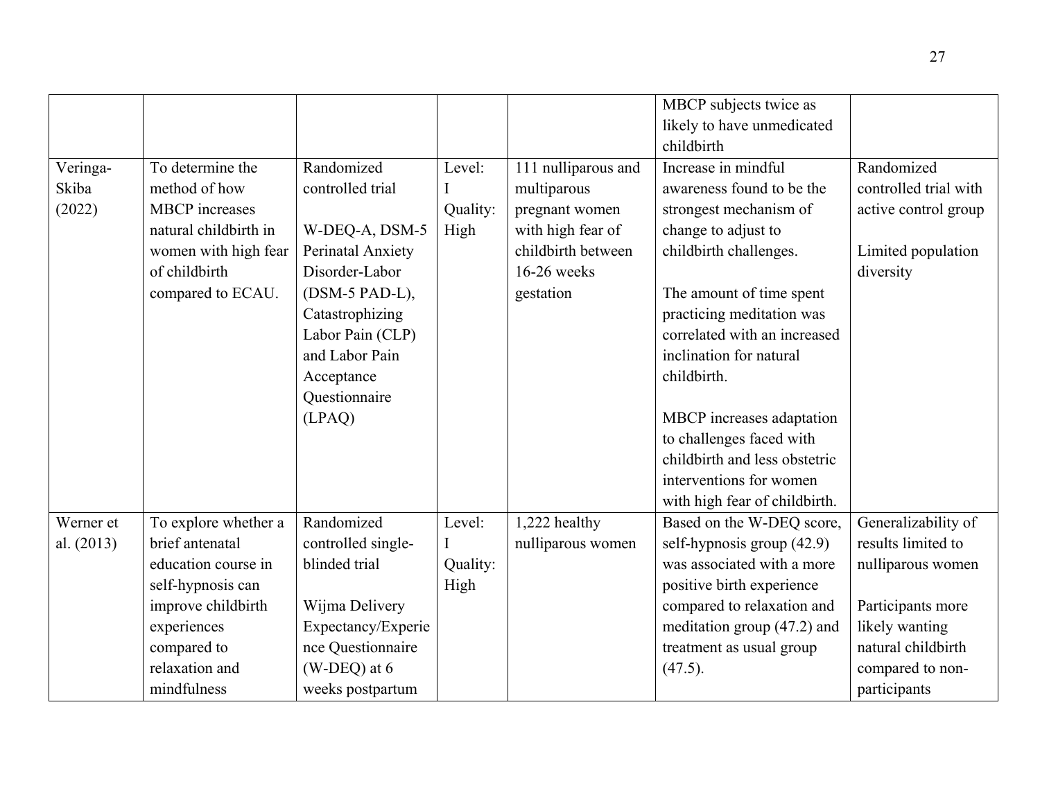| | | | | | MBCP subjects twice as likely to have unmedicated childbirth | |
|---|---|---|---|---|---|---|
| Veringa-Skiba (2022) | To determine the method of how MBCP increases natural childbirth in women with high fear of childbirth compared to ECAU. | Randomized controlled trial<br><br>W-DEQ-A, DSM-5 Perinatal Anxiety Disorder-Labor (DSM-5 PAD-L), Catastrophizing Labor Pain (CLP) and Labor Pain Acceptance Questionnaire (LPAQ) | Level: I Quality: High | 111 nulliparous and multiparous pregnant women with high fear of childbirth between 16-26 weeks gestation | Increase in mindful awareness found to be the strongest mechanism of change to adjust to childbirth challenges.<br><br>The amount of time spent practicing meditation was correlated with an increased inclination for natural childbirth.<br><br>MBCP increases adaptation to challenges faced with childbirth and less obstetric interventions for women with high fear of childbirth. | Randomized controlled trial with active control group<br><br>Limited population diversity |
| Werner et al. (2013) | To explore whether a brief antenatal education course in self-hypnosis can improve childbirth experiences compared to relaxation and mindfulness | Randomized controlled single-blinded trial<br><br>Wijma Delivery Expectancy/Experience Questionnaire (W-DEQ) at 6 weeks postpartum | Level: I Quality: High | 1,222 healthy nulliparous women | Based on the W-DEQ score, self-hypnosis group (42.9) was associated with a more positive birth experience compared to relaxation and meditation group (47.2) and treatment as usual group (47.5). | Generalizability of results limited to nulliparous women<br><br>Participants more likely wanting natural childbirth compared to non-participants |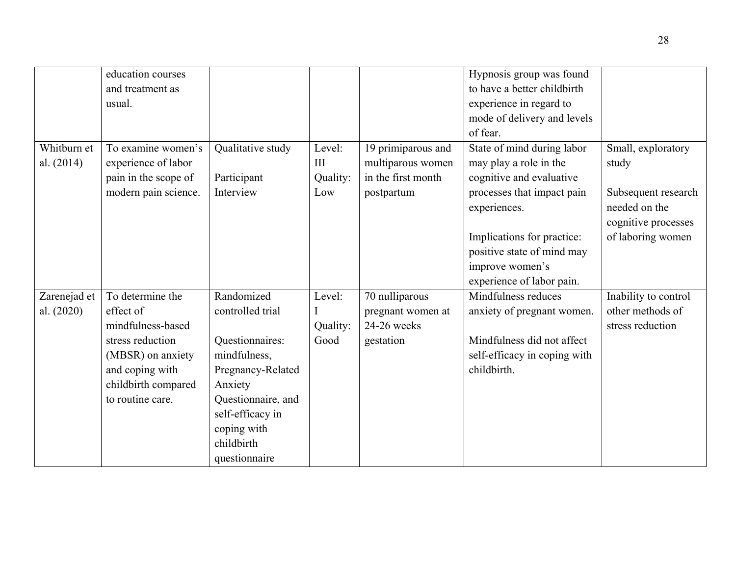| | | | | | | |
|---|---|---|---|---|---|---|
| | education courses and treatment as usual. | | | | Hypnosis group was found to have a better childbirth experience in regard to mode of delivery and levels of fear. | |
| Whitburn et al. (2014) | To examine women's experience of labor pain in the scope of modern pain science. | Qualitative study<br><br>Participant Interview | Level: III<br>Quality: Low | 19 primiparous and multiparous women in the first month postpartum | State of mind during labor may play a role in the cognitive and evaluative processes that impact pain experiences.<br><br>Implications for practice: positive state of mind may improve women's experience of labor pain. | Small, exploratory study<br><br>Subsequent research needed on the cognitive processes of laboring women |
| Zarenejad et al. (2020) | To determine the effect of mindfulness-based stress reduction (MBSR) on anxiety and coping with childbirth compared to routine care. | Randomized controlled trial<br><br>Questionnaires: mindfulness, Pregnancy-Related Anxiety Questionnaire, and self-efficacy in coping with childbirth questionnaire | Level: I<br>Quality: Good | 70 nulliparous pregnant women at 24-26 weeks gestation | Mindfulness reduces anxiety of pregnant women.<br><br>Mindfulness did not affect self-efficacy in coping with childbirth. | Inability to control other methods of stress reduction |